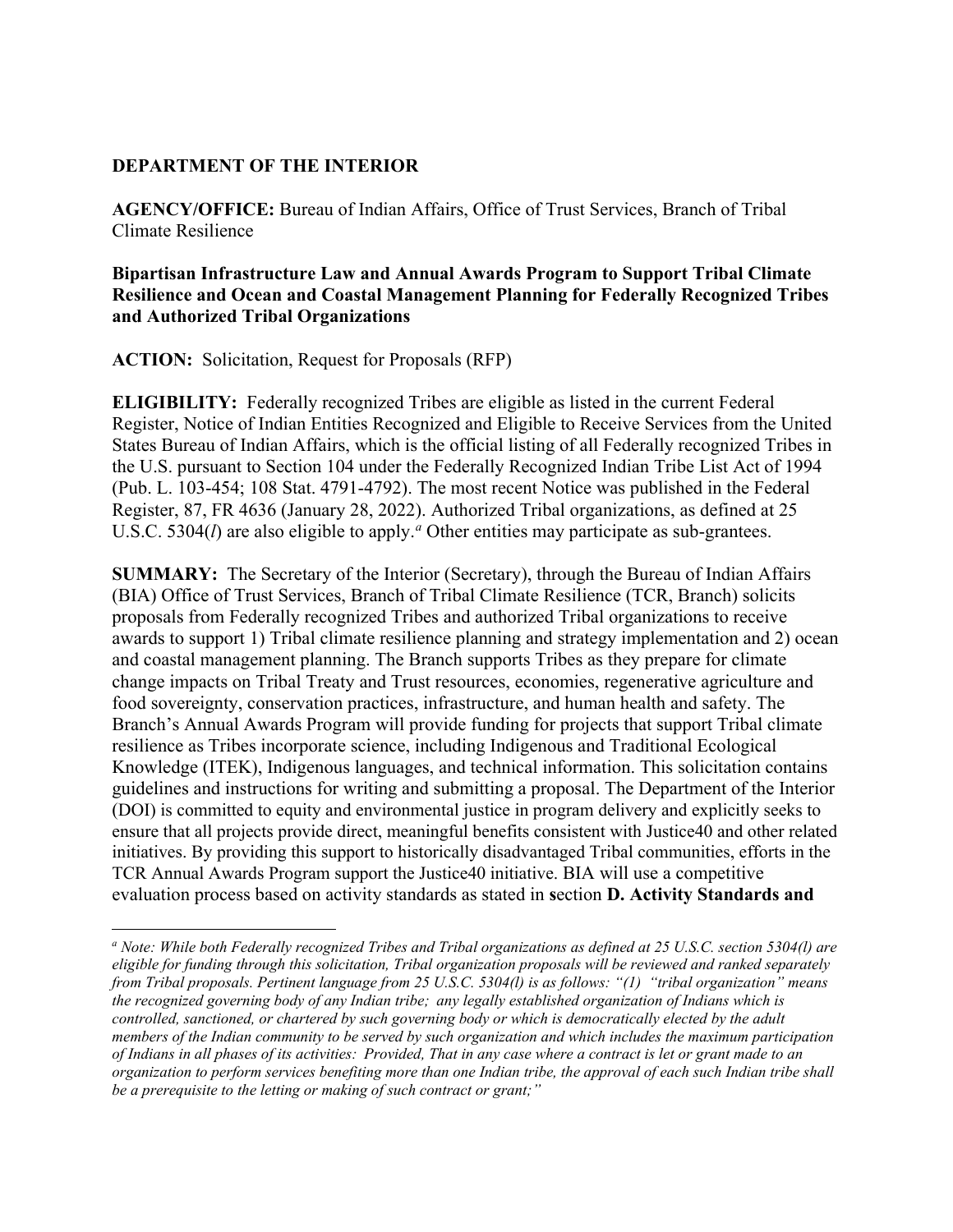**DEPARTMENT OF THE INTERIOR**

**AGENCY/OFFICE:** Bureau of Indian Affairs, Office of Trust Services, Branch of Tribal Climate Resilience

**Bipartisan Infrastructure Law and Annual Awards Program to Support Tribal Climate Resilience and Ocean and Coastal Management Planning for Federally Recognized Tribes and Authorized Tribal Organizations**

**ACTION:** Solicitation, Request for Proposals (RFP)

**ELIGIBILITY:** Federally recognized Tribes are eligible as listed in the current Federal Register, Notice of Indian Entities Recognized and Eligible to Receive Services from the United States Bureau of Indian Affairs, which is the official listing of all Federally recognized Tribes in the U.S. pursuant to Section 104 under the Federally Recognized Indian Tribe List Act of 1994 (Pub. L. 103-454; 108 Stat. 4791-4792). The most recent Notice was published in the Federal Register, 87, FR 4636 (January 28, 2022). Authorized Tribal organizations, as defined at 25 U.S.C. 5304(*l*) are also eligible to apply.[a] Other entities may participate as sub-grantees.

**SUMMARY:** The Secretary of the Interior (Secretary), through the Bureau of Indian Affairs (BIA) Office of Trust Services, Branch of Tribal Climate Resilience (TCR, Branch) solicits proposals from Federally recognized Tribes and authorized Tribal organizations to receive awards to support 1) Tribal climate resilience planning and strategy implementation and 2) ocean and coastal management planning. The Branch supports Tribes as they prepare for climate change impacts on Tribal Treaty and Trust resources, economies, regenerative agriculture and food sovereignty, conservation practices, infrastructure, and human health and safety. The Branch's Annual Awards Program will provide funding for projects that support Tribal climate resilience as Tribes incorporate science, including Indigenous and Traditional Ecological Knowledge (ITEK), Indigenous languages, and technical information. This solicitation contains guidelines and instructions for writing and submitting a proposal. The Department of the Interior (DOI) is committed to equity and environmental justice in program delivery and explicitly seeks to ensure that all projects provide direct, meaningful benefits consistent with Justice40 and other related initiatives. By providing this support to historically disadvantaged Tribal communities, efforts in the TCR Annual Awards Program support the Justice40 initiative. BIA will use a competitive evaluation process based on activity standards as stated in **section D. Activity Standards and**

---

[a] *Note: While both Federally recognized Tribes and Tribal organizations as defined at 25 U.S.C. section 5304(l) are eligible for funding through this solicitation, Tribal organization proposals will be reviewed and ranked separately from Tribal proposals. Pertinent language from 25 U.S.C. 5304(l) is as follows: "(1) "tribal organization" means the recognized governing body of any Indian tribe; any legally established organization of Indians which is controlled, sanctioned, or chartered by such governing body or which is democratically elected by the adult members of the Indian community to be served by such organization and which includes the maximum participation of Indians in all phases of its activities: Provided, That in any case where a contract is let or grant made to an organization to perform services benefiting more than one Indian tribe, the approval of each such Indian tribe shall be a prerequisite to the letting or making of such contract or grant;"*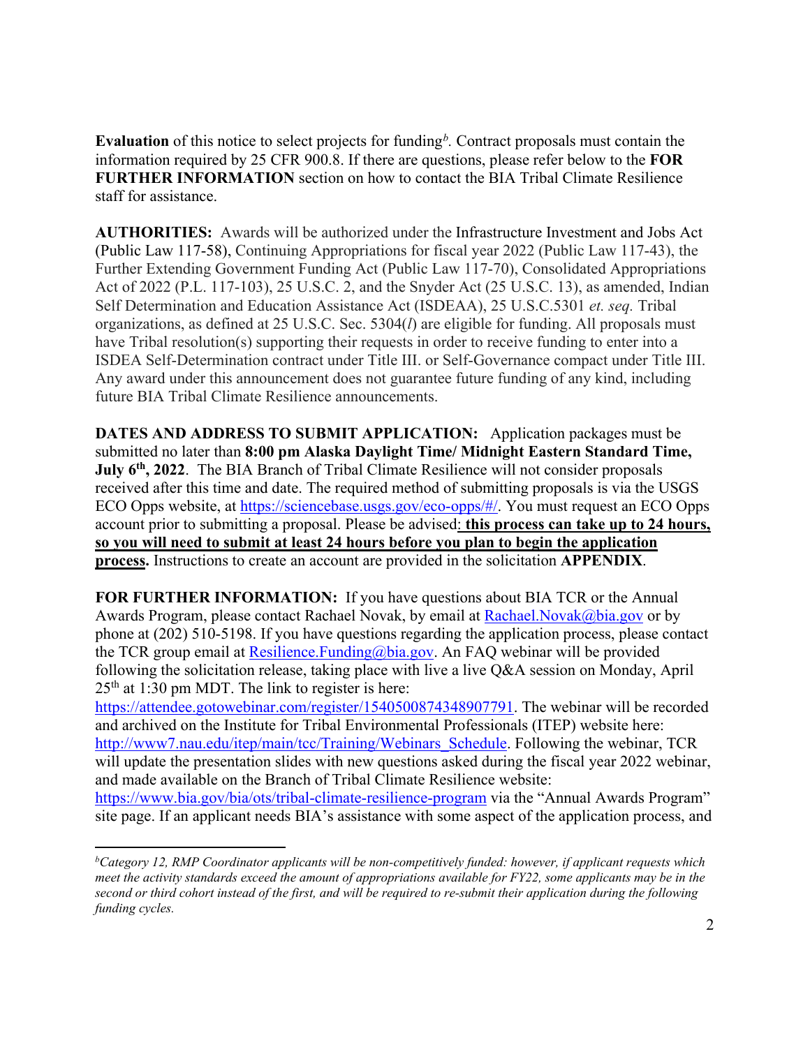**Evaluation** of this notice to select projects for funding[b]. Contract proposals must contain the information required by 25 CFR 900.8. If there are questions, please refer below to the **FOR FURTHER INFORMATION** section on how to contact the BIA Tribal Climate Resilience staff for assistance.

**AUTHORITIES:** Awards will be authorized under the Infrastructure Investment and Jobs Act (Public Law 117-58), Continuing Appropriations for fiscal year 2022 (Public Law 117-43), the Further Extending Government Funding Act (Public Law 117-70), Consolidated Appropriations Act of 2022 (P.L. 117-103), 25 U.S.C. 2, and the Snyder Act (25 U.S.C. 13), as amended, Indian Self Determination and Education Assistance Act (ISDEAA), 25 U.S.C.5301 *et. seq.* Tribal organizations, as defined at 25 U.S.C. Sec. 5304(*l*) are eligible for funding. All proposals must have Tribal resolution(s) supporting their requests in order to receive funding to enter into a ISDEA Self-Determination contract under Title III. or Self-Governance compact under Title III. Any award under this announcement does not guarantee future funding of any kind, including future BIA Tribal Climate Resilience announcements.

**DATES AND ADDRESS TO SUBMIT APPLICATION:** Application packages must be submitted no later than **8:00 pm Alaska Daylight Time/ Midnight Eastern Standard Time, July 6th, 2022**. The BIA Branch of Tribal Climate Resilience will not consider proposals received after this time and date. The required method of submitting proposals is via the USGS ECO Opps website, at https://sciencebase.usgs.gov/eco-opps/#/. You must request an ECO Opps account prior to submitting a proposal. Please be advised: **this process can take up to 24 hours, so you will need to submit at least 24 hours before you plan to begin the application process.** Instructions to create an account are provided in the solicitation **APPENDIX**.

**FOR FURTHER INFORMATION:** If you have questions about BIA TCR or the Annual Awards Program, please contact Rachael Novak, by email at Rachael.Novak@bia.gov or by phone at (202) 510-5198. If you have questions regarding the application process, please contact the TCR group email at Resilience.Funding@bia.gov. An FAQ webinar will be provided following the solicitation release, taking place with live a live Q&A session on Monday, April 25th at 1:30 pm MDT. The link to register is here: https://attendee.gotowebinar.com/register/1540500874348907791. The webinar will be recorded and archived on the Institute for Tribal Environmental Professionals (ITEP) website here: http://www7.nau.edu/itep/main/tcc/Training/Webinars_Schedule. Following the webinar, TCR will update the presentation slides with new questions asked during the fiscal year 2022 webinar, and made available on the Branch of Tribal Climate Resilience website: https://www.bia.gov/bia/ots/tribal-climate-resilience-program via the "Annual Awards Program" site page. If an applicant needs BIA's assistance with some aspect of the application process, and

---

[b] *Category 12, RMP Coordinator applicants will be non-competitively funded: however, if applicant requests which meet the activity standards exceed the amount of appropriations available for FY22, some applicants may be in the second or third cohort instead of the first, and will be required to re-submit their application during the following funding cycles.*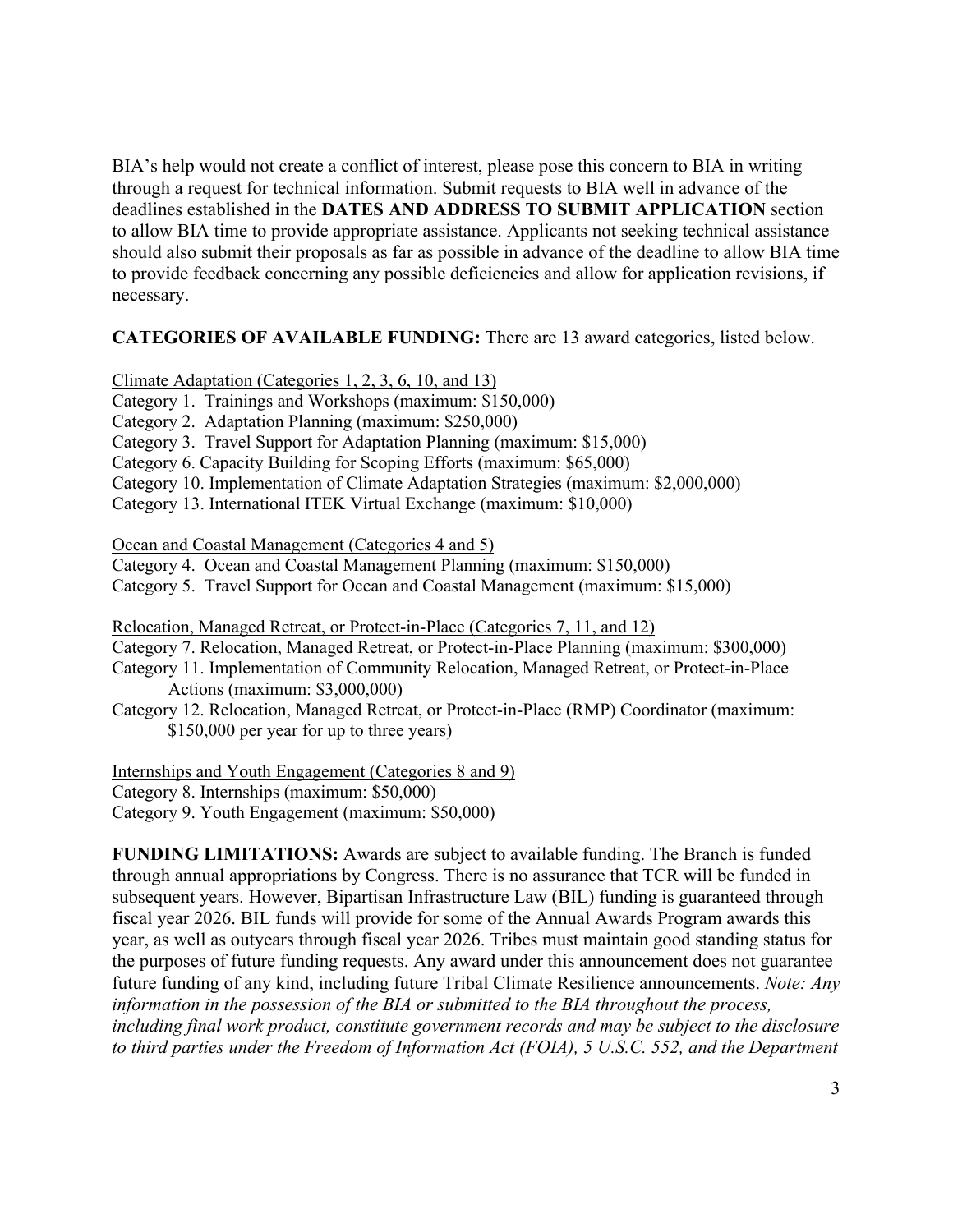BIA's help would not create a conflict of interest, please pose this concern to BIA in writing through a request for technical information. Submit requests to BIA well in advance of the deadlines established in the **DATES AND ADDRESS TO SUBMIT APPLICATION** section to allow BIA time to provide appropriate assistance. Applicants not seeking technical assistance should also submit their proposals as far as possible in advance of the deadline to allow BIA time to provide feedback concerning any possible deficiencies and allow for application revisions, if necessary.

**CATEGORIES OF AVAILABLE FUNDING:** There are 13 award categories, listed below.

Climate Adaptation (Categories 1, 2, 3, 6, 10, and 13)
Category 1. Trainings and Workshops (maximum: $150,000)
Category 2. Adaptation Planning (maximum: $250,000)
Category 3. Travel Support for Adaptation Planning (maximum: $15,000)
Category 6. Capacity Building for Scoping Efforts (maximum: $65,000)
Category 10. Implementation of Climate Adaptation Strategies (maximum: $2,000,000)
Category 13. International ITEK Virtual Exchange (maximum: $10,000)

Ocean and Coastal Management (Categories 4 and 5)
Category 4. Ocean and Coastal Management Planning (maximum: $150,000)
Category 5. Travel Support for Ocean and Coastal Management (maximum: $15,000)

Relocation, Managed Retreat, or Protect-in-Place (Categories 7, 11, and 12)
Category 7. Relocation, Managed Retreat, or Protect-in-Place Planning (maximum: $300,000)
Category 11. Implementation of Community Relocation, Managed Retreat, or Protect-in-Place Actions (maximum: $3,000,000)
Category 12. Relocation, Managed Retreat, or Protect-in-Place (RMP) Coordinator (maximum: $150,000 per year for up to three years)

Internships and Youth Engagement (Categories 8 and 9)
Category 8. Internships (maximum: $50,000)
Category 9. Youth Engagement (maximum: $50,000)

**FUNDING LIMITATIONS:** Awards are subject to available funding. The Branch is funded through annual appropriations by Congress. There is no assurance that TCR will be funded in subsequent years. However, Bipartisan Infrastructure Law (BIL) funding is guaranteed through fiscal year 2026. BIL funds will provide for some of the Annual Awards Program awards this year, as well as outyears through fiscal year 2026. Tribes must maintain good standing status for the purposes of future funding requests. Any award under this announcement does not guarantee future funding of any kind, including future Tribal Climate Resilience announcements. *Note: Any information in the possession of the BIA or submitted to the BIA throughout the process, including final work product, constitute government records and may be subject to the disclosure to third parties under the Freedom of Information Act (FOIA), 5 U.S.C. 552, and the Department*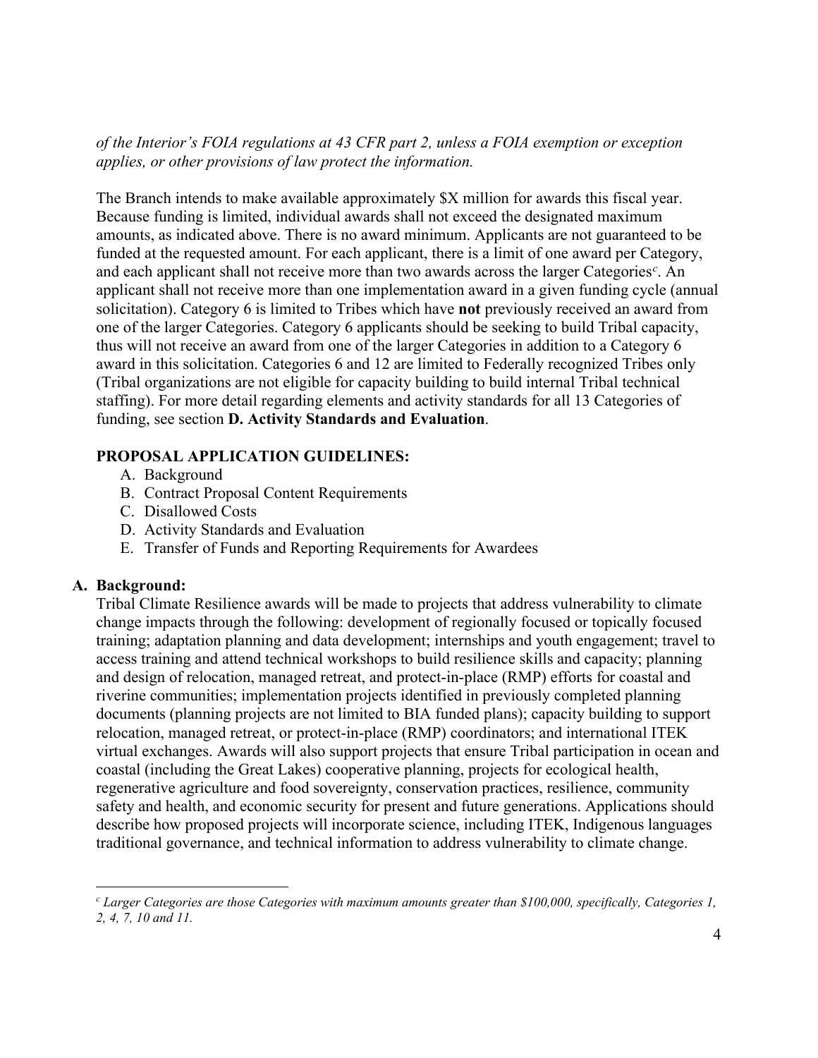*of the Interior's FOIA regulations at 43 CFR part 2, unless a FOIA exemption or exception applies, or other provisions of law protect the information.*

The Branch intends to make available approximately $X million for awards this fiscal year. Because funding is limited, individual awards shall not exceed the designated maximum amounts, as indicated above. There is no award minimum. Applicants are not guaranteed to be funded at the requested amount. For each applicant, there is a limit of one award per Category, and each applicant shall not receive more than two awards across the larger Categories[c]. An applicant shall not receive more than one implementation award in a given funding cycle (annual solicitation). Category 6 is limited to Tribes which have **not** previously received an award from one of the larger Categories. Category 6 applicants should be seeking to build Tribal capacity, thus will not receive an award from one of the larger Categories in addition to a Category 6 award in this solicitation. Categories 6 and 12 are limited to Federally recognized Tribes only (Tribal organizations are not eligible for capacity building to build internal Tribal technical staffing). For more detail regarding elements and activity standards for all 13 Categories of funding, see section **D. Activity Standards and Evaluation**.

**PROPOSAL APPLICATION GUIDELINES:**

A. Background
B. Contract Proposal Content Requirements
C. Disallowed Costs
D. Activity Standards and Evaluation
E. Transfer of Funds and Reporting Requirements for Awardees

## A. Background:

Tribal Climate Resilience awards will be made to projects that address vulnerability to climate change impacts through the following: development of regionally focused or topically focused training; adaptation planning and data development; internships and youth engagement; travel to access training and attend technical workshops to build resilience skills and capacity; planning and design of relocation, managed retreat, and protect-in-place (RMP) efforts for coastal and riverine communities; implementation projects identified in previously completed planning documents (planning projects are not limited to BIA funded plans); capacity building to support relocation, managed retreat, or protect-in-place (RMP) coordinators; and international ITEK virtual exchanges. Awards will also support projects that ensure Tribal participation in ocean and coastal (including the Great Lakes) cooperative planning, projects for ecological health, regenerative agriculture and food sovereignty, conservation practices, resilience, community safety and health, and economic security for present and future generations. Applications should describe how proposed projects will incorporate science, including ITEK, Indigenous languages traditional governance, and technical information to address vulnerability to climate change.

---

[c] *Larger Categories are those Categories with maximum amounts greater than $100,000, specifically, Categories 1, 2, 4, 7, 10 and 11.*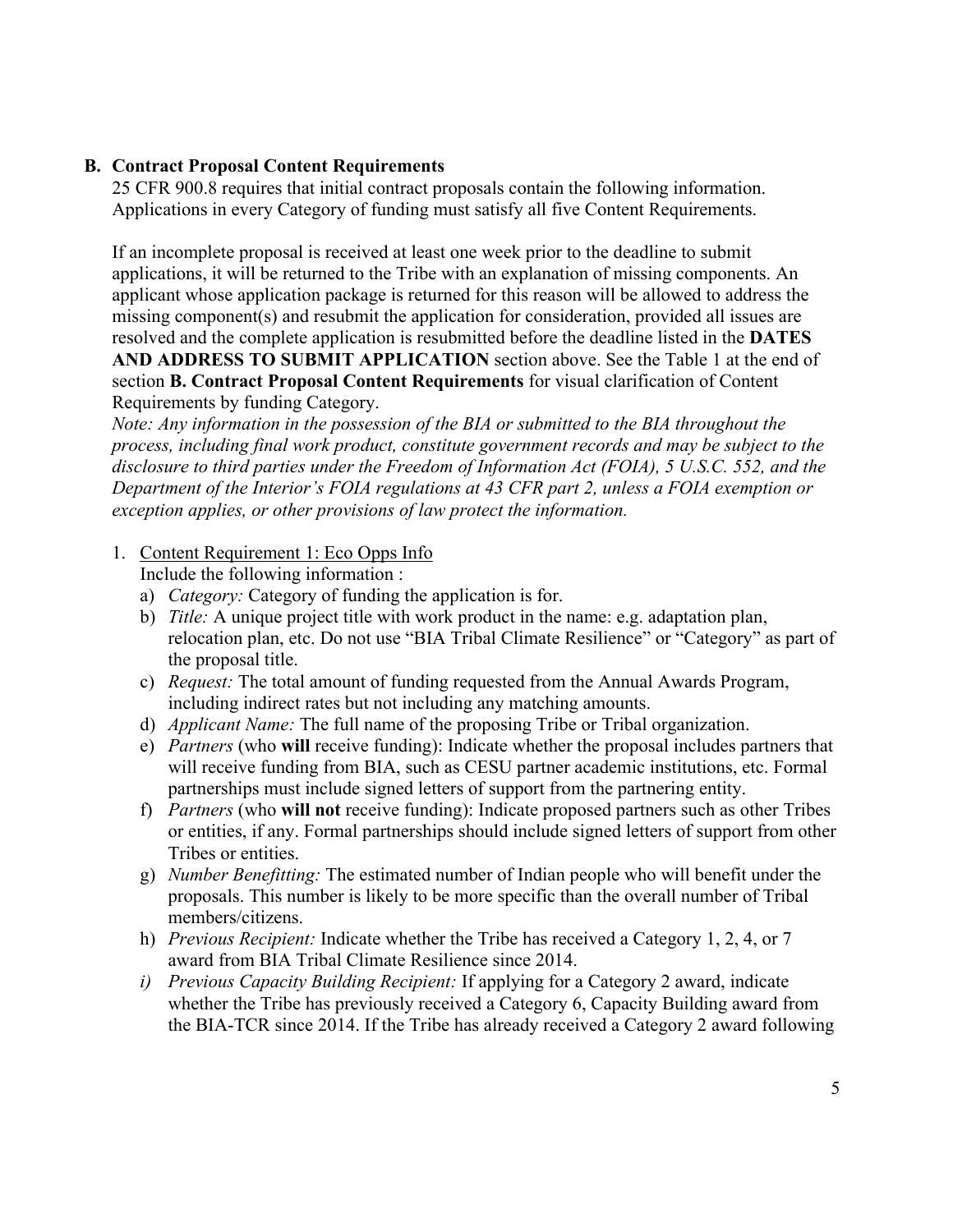## B. Contract Proposal Content Requirements

25 CFR 900.8 requires that initial contract proposals contain the following information. Applications in every Category of funding must satisfy all five Content Requirements.

If an incomplete proposal is received at least one week prior to the deadline to submit applications, it will be returned to the Tribe with an explanation of missing components. An applicant whose application package is returned for this reason will be allowed to address the missing component(s) and resubmit the application for consideration, provided all issues are resolved and the complete application is resubmitted before the deadline listed in the **DATES AND ADDRESS TO SUBMIT APPLICATION** section above. See the Table 1 at the end of section **B. Contract Proposal Content Requirements** for visual clarification of Content Requirements by funding Category.

*Note: Any information in the possession of the BIA or submitted to the BIA throughout the process, including final work product, constitute government records and may be subject to the disclosure to third parties under the Freedom of Information Act (FOIA), 5 U.S.C. 552, and the Department of the Interior's FOIA regulations at 43 CFR part 2, unless a FOIA exemption or exception applies, or other provisions of law protect the information.*

1. Content Requirement 1: Eco Opps Info

   Include the following information :

   a) *Category:* Category of funding the application is for.
   b) *Title:* A unique project title with work product in the name: e.g. adaptation plan, relocation plan, etc. Do not use "BIA Tribal Climate Resilience" or "Category" as part of the proposal title.
   c) *Request:* The total amount of funding requested from the Annual Awards Program, including indirect rates but not including any matching amounts.
   d) *Applicant Name:* The full name of the proposing Tribe or Tribal organization.
   e) *Partners* (who **will** receive funding): Indicate whether the proposal includes partners that will receive funding from BIA, such as CESU partner academic institutions, etc. Formal partnerships must include signed letters of support from the partnering entity.
   f) *Partners* (who **will not** receive funding): Indicate proposed partners such as other Tribes or entities, if any. Formal partnerships should include signed letters of support from other Tribes or entities.
   g) *Number Benefitting:* The estimated number of Indian people who will benefit under the proposals. This number is likely to be more specific than the overall number of Tribal members/citizens.
   h) *Previous Recipient:* Indicate whether the Tribe has received a Category 1, 2, 4, or 7 award from BIA Tribal Climate Resilience since 2014.
   i) *Previous Capacity Building Recipient:* If applying for a Category 2 award, indicate whether the Tribe has previously received a Category 6, Capacity Building award from the BIA-TCR since 2014. If the Tribe has already received a Category 2 award following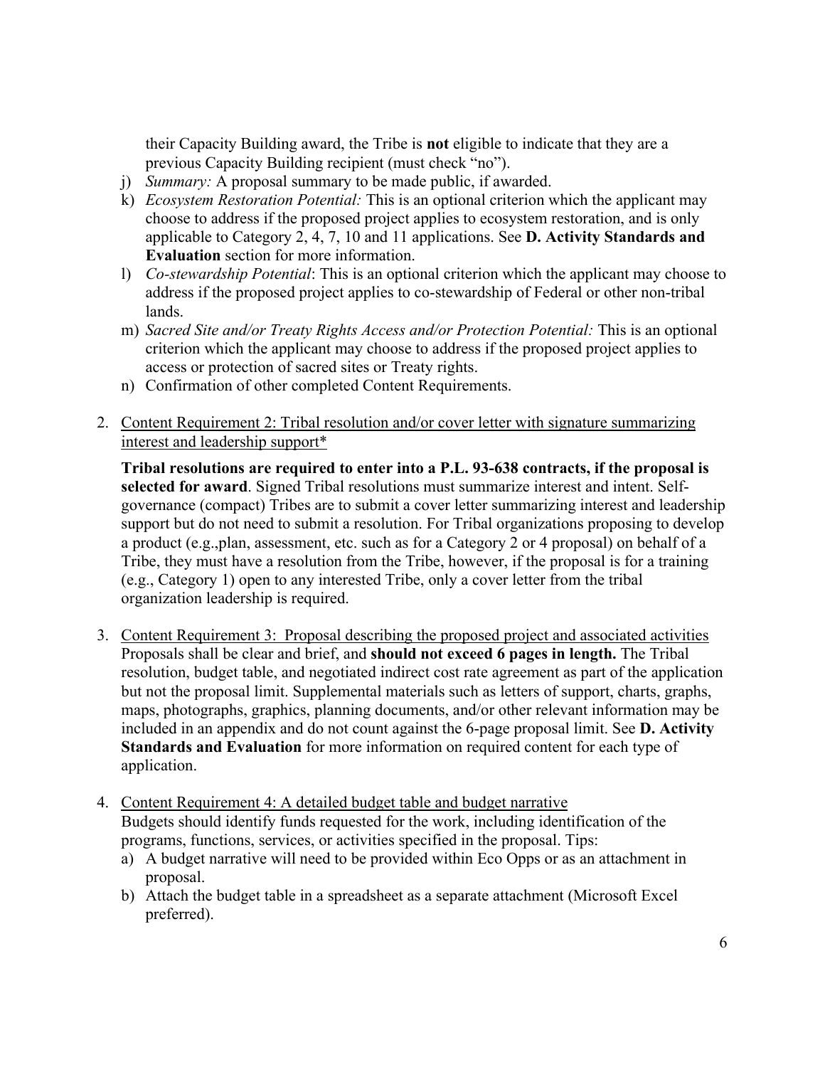their Capacity Building award, the Tribe is **not** eligible to indicate that they are a previous Capacity Building recipient (must check "no").

j) *Summary:* A proposal summary to be made public, if awarded.

k) *Ecosystem Restoration Potential:* This is an optional criterion which the applicant may choose to address if the proposed project applies to ecosystem restoration, and is only applicable to Category 2, 4, 7, 10 and 11 applications. See **D. Activity Standards and Evaluation** section for more information.

l) *Co-stewardship Potential*: This is an optional criterion which the applicant may choose to address if the proposed project applies to co-stewardship of Federal or other non-tribal lands.

m) *Sacred Site and/or Treaty Rights Access and/or Protection Potential:* This is an optional criterion which the applicant may choose to address if the proposed project applies to access or protection of sacred sites or Treaty rights.

n) Confirmation of other completed Content Requirements.

2. <u>Content Requirement 2: Tribal resolution and/or cover letter with signature summarizing interest and leadership support*</u>

   **Tribal resolutions are required to enter into a P.L. 93-638 contracts, if the proposal is selected for award**. Signed Tribal resolutions must summarize interest and intent. Self-governance (compact) Tribes are to submit a cover letter summarizing interest and leadership support but do not need to submit a resolution. For Tribal organizations proposing to develop a product (e.g.,plan, assessment, etc. such as for a Category 2 or 4 proposal) on behalf of a Tribe, they must have a resolution from the Tribe, however, if the proposal is for a training (e.g., Category 1) open to any interested Tribe, only a cover letter from the tribal organization leadership is required.

3. <u>Content Requirement 3: Proposal describing the proposed project and associated activities</u>
   Proposals shall be clear and brief, and **should not exceed 6 pages in length.** The Tribal resolution, budget table, and negotiated indirect cost rate agreement as part of the application but not the proposal limit. Supplemental materials such as letters of support, charts, graphs, maps, photographs, graphics, planning documents, and/or other relevant information may be included in an appendix and do not count against the 6-page proposal limit. See **D. Activity Standards and Evaluation** for more information on required content for each type of application.

4. <u>Content Requirement 4: A detailed budget table and budget narrative</u>
   Budgets should identify funds requested for the work, including identification of the programs, functions, services, or activities specified in the proposal. Tips:

   a) A budget narrative will need to be provided within Eco Opps or as an attachment in proposal.

   b) Attach the budget table in a spreadsheet as a separate attachment (Microsoft Excel preferred).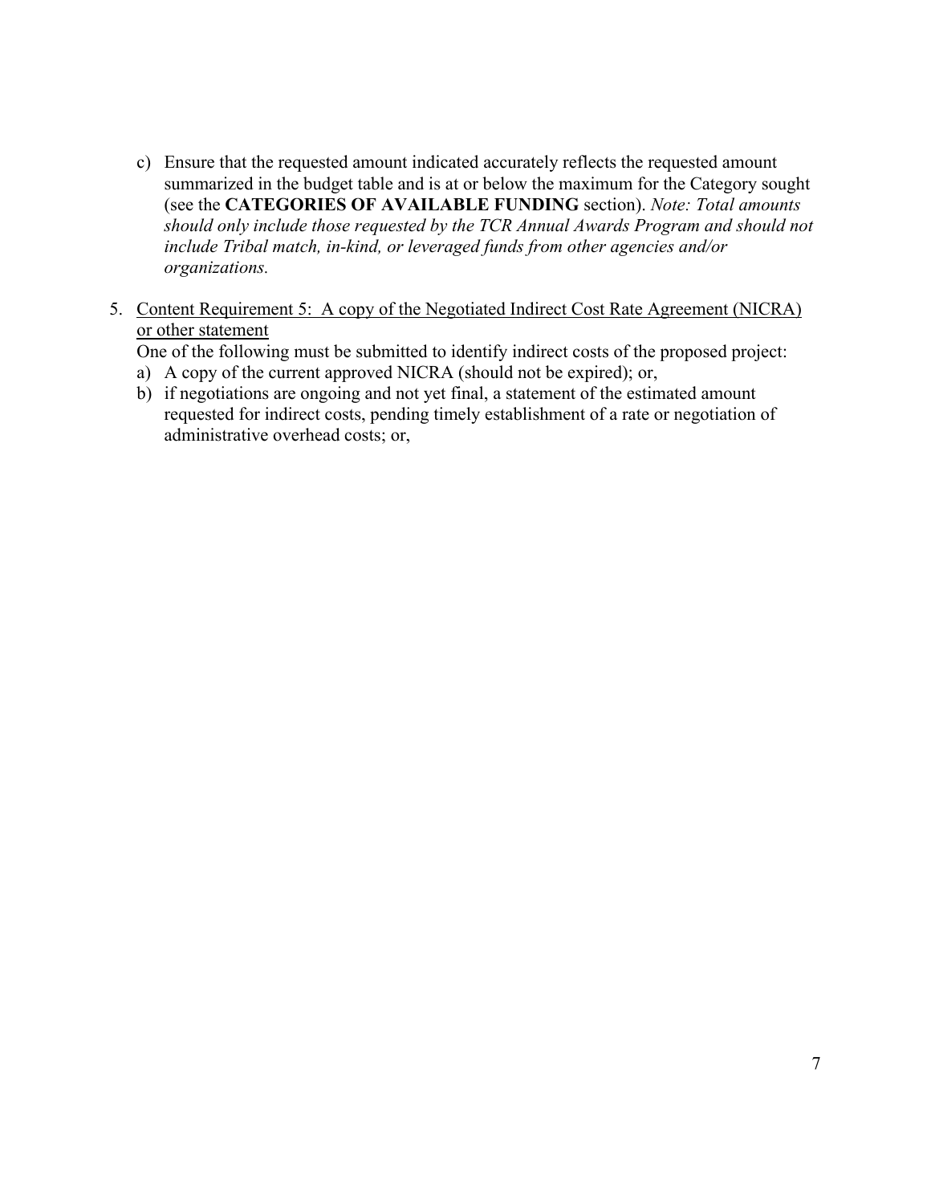c) Ensure that the requested amount indicated accurately reflects the requested amount summarized in the budget table and is at or below the maximum for the Category sought (see the **CATEGORIES OF AVAILABLE FUNDING** section). *Note: Total amounts should only include those requested by the TCR Annual Awards Program and should not include Tribal match, in-kind, or leveraged funds from other agencies and/or organizations.*

5. <u>Content Requirement 5: A copy of the Negotiated Indirect Cost Rate Agreement (NICRA) or other statement</u>

   One of the following must be submitted to identify indirect costs of the proposed project:

   a) A copy of the current approved NICRA (should not be expired); or,
   b) if negotiations are ongoing and not yet final, a statement of the estimated amount requested for indirect costs, pending timely establishment of a rate or negotiation of administrative overhead costs; or,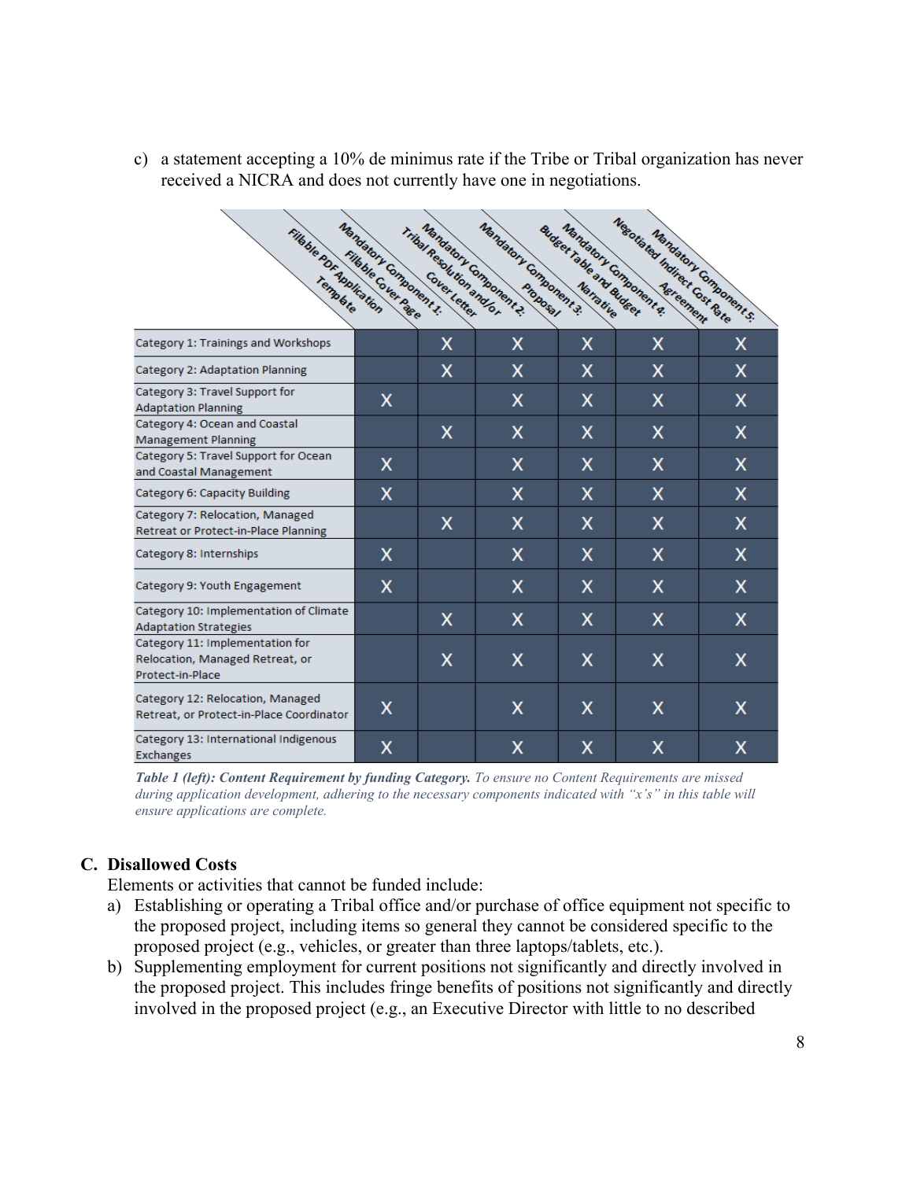c) a statement accepting a 10% de minimus rate if the Tribe or Tribal organization has never received a NICRA and does not currently have one in negotiations.

| | Fillable PDF Application Template | Mandatory Component 1: Fillable Cover Page | Mandatory Component 2: Tribal Resolution and/or Cover Letter | Mandatory Component 3: Proposal | Mandatory Component 4: Budget Table and Budget Narrative | Mandatory Component 5: Negotiated Indirect Cost Rate Agreement |
|---|---|---|---|---|---|---|
| Category 1: Trainings and Workshops | | X | X | X | X | X |
| Category 2: Adaptation Planning | | X | X | X | X | X |
| Category 3: Travel Support for Adaptation Planning | X | | X | X | X | X |
| Category 4: Ocean and Coastal Management Planning | | X | X | X | X | X |
| Category 5: Travel Support for Ocean and Coastal Management | X | | X | X | X | X |
| Category 6: Capacity Building | X | | X | X | X | X |
| Category 7: Relocation, Managed Retreat or Protect-in-Place Planning | | X | X | X | X | X |
| Category 8: Internships | X | | X | X | X | X |
| Category 9: Youth Engagement | X | | X | X | X | X |
| Category 10: Implementation of Climate Adaptation Strategies | | X | X | X | X | X |
| Category 11: Implementation for Relocation, Managed Retreat, or Protect-in-Place | | X | X | X | X | X |
| Category 12: Relocation, Managed Retreat, or Protect-in-Place Coordinator | X | | X | X | X | X |
| Category 13: International Indigenous Exchanges | X | | X | X | X | X |

***Table 1 (left): Content Requirement by funding Category.*** *To ensure no Content Requirements are missed during application development, adhering to the necessary components indicated with "x's" in this table will ensure applications are complete.*

## C. Disallowed Costs

Elements or activities that cannot be funded include:

a) Establishing or operating a Tribal office and/or purchase of office equipment not specific to the proposed project, including items so general they cannot be considered specific to the proposed project (e.g., vehicles, or greater than three laptops/tablets, etc.).

b) Supplementing employment for current positions not significantly and directly involved in the proposed project. This includes fringe benefits of positions not significantly and directly involved in the proposed project (e.g., an Executive Director with little to no described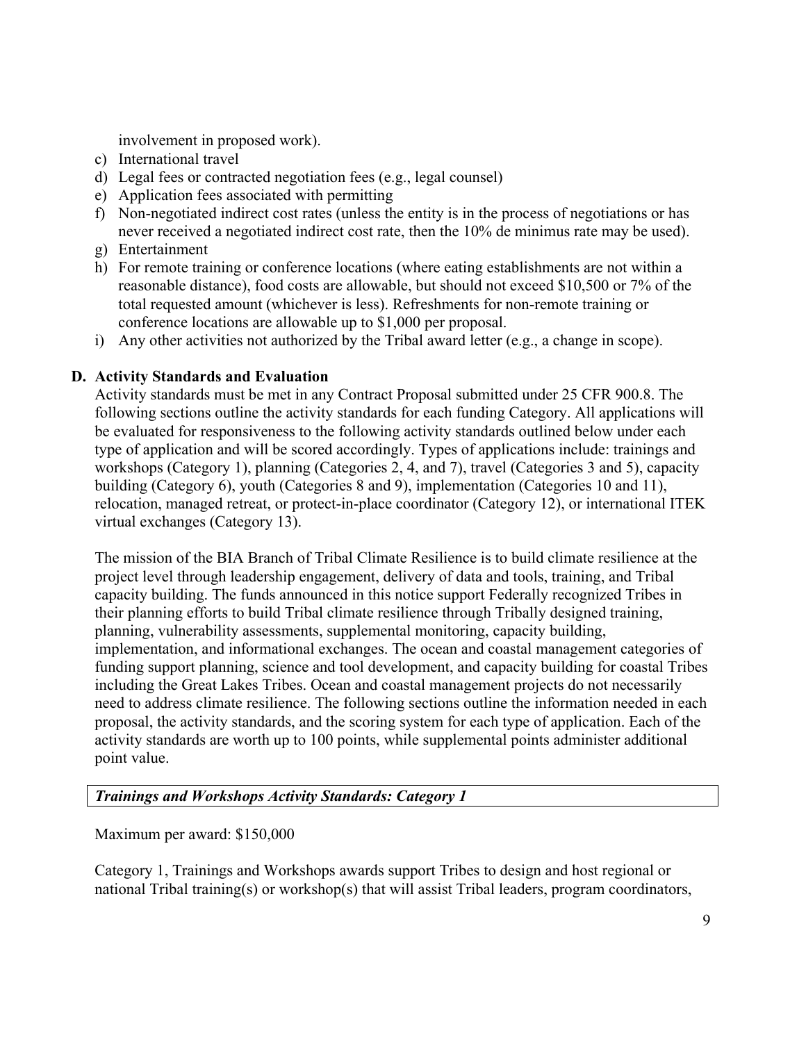involvement in proposed work).

c) International travel
d) Legal fees or contracted negotiation fees (e.g., legal counsel)
e) Application fees associated with permitting
f) Non-negotiated indirect cost rates (unless the entity is in the process of negotiations or has never received a negotiated indirect cost rate, then the 10% de minimus rate may be used).
g) Entertainment
h) For remote training or conference locations (where eating establishments are not within a reasonable distance), food costs are allowable, but should not exceed $10,500 or 7% of the total requested amount (whichever is less). Refreshments for non-remote training or conference locations are allowable up to $1,000 per proposal.
i) Any other activities not authorized by the Tribal award letter (e.g., a change in scope).

## D. Activity Standards and Evaluation

Activity standards must be met in any Contract Proposal submitted under 25 CFR 900.8. The following sections outline the activity standards for each funding Category. All applications will be evaluated for responsiveness to the following activity standards outlined below under each type of application and will be scored accordingly. Types of applications include: trainings and workshops (Category 1), planning (Categories 2, 4, and 7), travel (Categories 3 and 5), capacity building (Category 6), youth (Categories 8 and 9), implementation (Categories 10 and 11), relocation, managed retreat, or protect-in-place coordinator (Category 12), or international ITEK virtual exchanges (Category 13).

The mission of the BIA Branch of Tribal Climate Resilience is to build climate resilience at the project level through leadership engagement, delivery of data and tools, training, and Tribal capacity building. The funds announced in this notice support Federally recognized Tribes in their planning efforts to build Tribal climate resilience through Tribally designed training, planning, vulnerability assessments, supplemental monitoring, capacity building, implementation, and informational exchanges. The ocean and coastal management categories of funding support planning, science and tool development, and capacity building for coastal Tribes including the Great Lakes Tribes. Ocean and coastal management projects do not necessarily need to address climate resilience. The following sections outline the information needed in each proposal, the activity standards, and the scoring system for each type of application. Each of the activity standards are worth up to 100 points, while supplemental points administer additional point value.

### *Trainings and Workshops Activity Standards: Category 1*

Maximum per award: $150,000

Category 1, Trainings and Workshops awards support Tribes to design and host regional or national Tribal training(s) or workshop(s) that will assist Tribal leaders, program coordinators,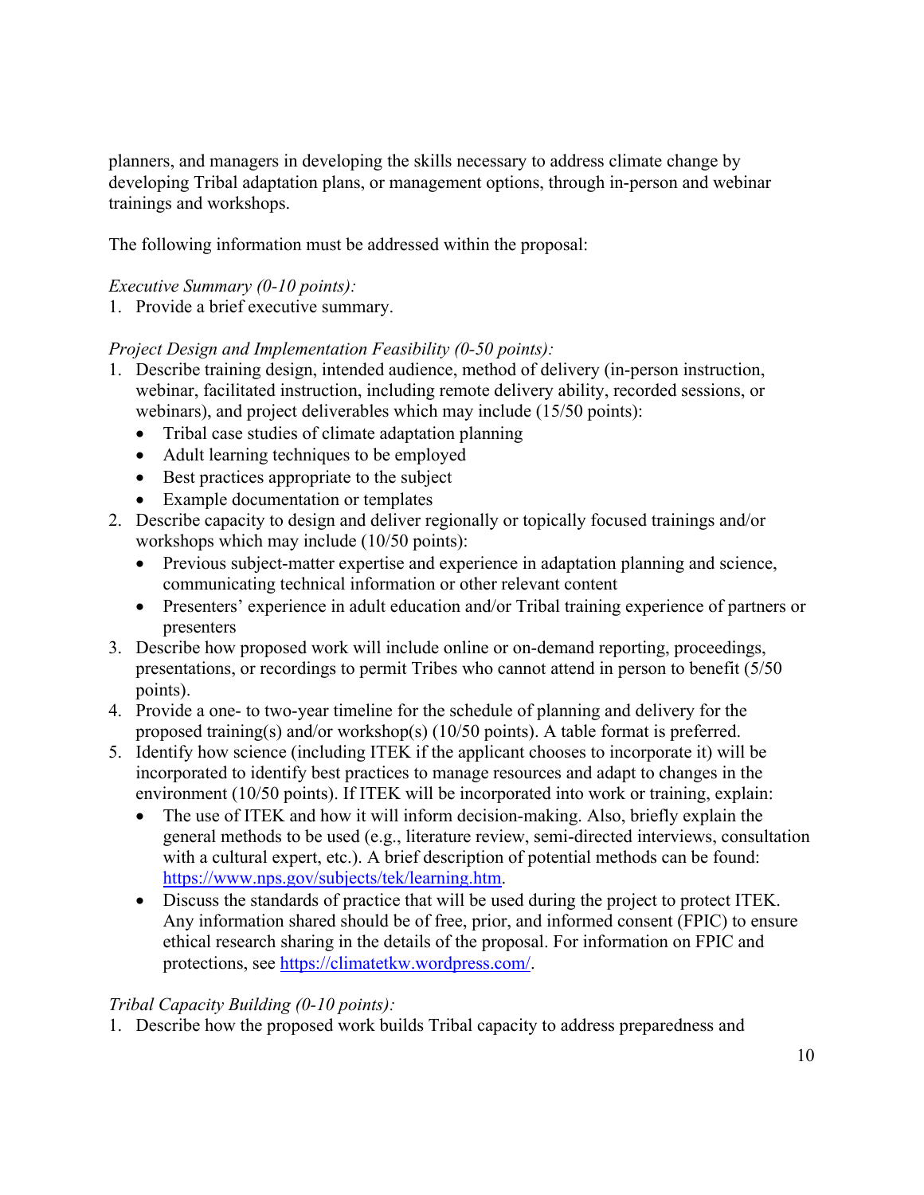planners, and managers in developing the skills necessary to address climate change by developing Tribal adaptation plans, or management options, through in-person and webinar trainings and workshops.

The following information must be addressed within the proposal:

*Executive Summary (0-10 points):*

1. Provide a brief executive summary.

*Project Design and Implementation Feasibility (0-50 points):*

1. Describe training design, intended audience, method of delivery (in-person instruction, webinar, facilitated instruction, including remote delivery ability, recorded sessions, or webinars), and project deliverables which may include (15/50 points):
   - Tribal case studies of climate adaptation planning
   - Adult learning techniques to be employed
   - Best practices appropriate to the subject
   - Example documentation or templates
2. Describe capacity to design and deliver regionally or topically focused trainings and/or workshops which may include (10/50 points):
   - Previous subject-matter expertise and experience in adaptation planning and science, communicating technical information or other relevant content
   - Presenters' experience in adult education and/or Tribal training experience of partners or presenters
3. Describe how proposed work will include online or on-demand reporting, proceedings, presentations, or recordings to permit Tribes who cannot attend in person to benefit (5/50 points).
4. Provide a one- to two-year timeline for the schedule of planning and delivery for the proposed training(s) and/or workshop(s) (10/50 points). A table format is preferred.
5. Identify how science (including ITEK if the applicant chooses to incorporate it) will be incorporated to identify best practices to manage resources and adapt to changes in the environment (10/50 points). If ITEK will be incorporated into work or training, explain:
   - The use of ITEK and how it will inform decision-making. Also, briefly explain the general methods to be used (e.g., literature review, semi-directed interviews, consultation with a cultural expert, etc.). A brief description of potential methods can be found: [https://www.nps.gov/subjects/tek/learning.htm](https://www.nps.gov/subjects/tek/learning.htm).
   - Discuss the standards of practice that will be used during the project to protect ITEK. Any information shared should be of free, prior, and informed consent (FPIC) to ensure ethical research sharing in the details of the proposal. For information on FPIC and protections, see [https://climatetkw.wordpress.com/](https://climatetkw.wordpress.com/).

*Tribal Capacity Building (0-10 points):*

1. Describe how the proposed work builds Tribal capacity to address preparedness and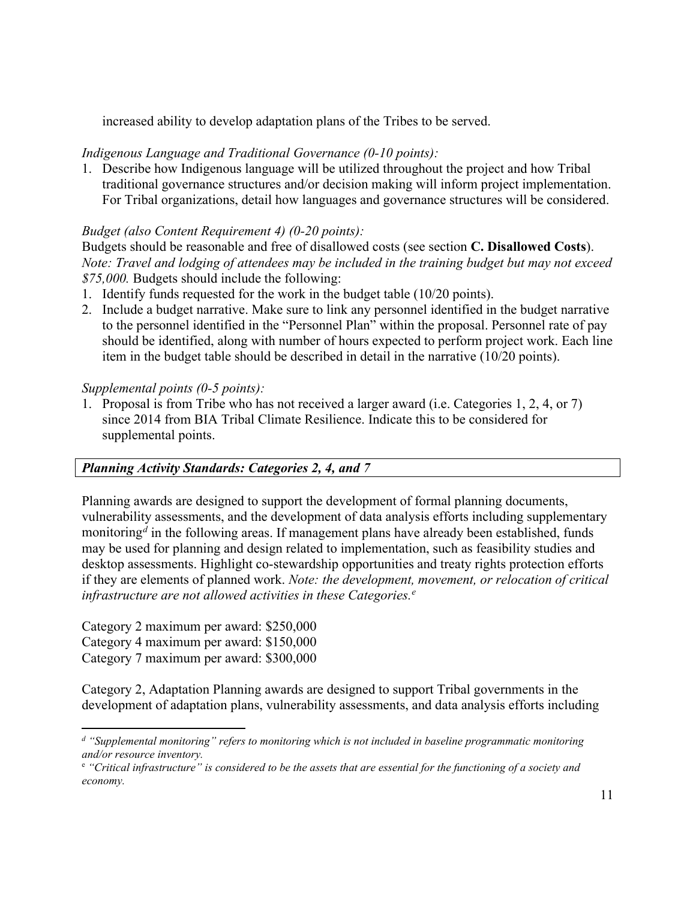increased ability to develop adaptation plans of the Tribes to be served.

*Indigenous Language and Traditional Governance (0-10 points):*

1. Describe how Indigenous language will be utilized throughout the project and how Tribal traditional governance structures and/or decision making will inform project implementation. For Tribal organizations, detail how languages and governance structures will be considered.

*Budget (also Content Requirement 4) (0-20 points):*

Budgets should be reasonable and free of disallowed costs (see section **C. Disallowed Costs**). *Note: Travel and lodging of attendees may be included in the training budget but may not exceed $75,000.* Budgets should include the following:

1. Identify funds requested for the work in the budget table (10/20 points).
2. Include a budget narrative. Make sure to link any personnel identified in the budget narrative to the personnel identified in the "Personnel Plan" within the proposal. Personnel rate of pay should be identified, along with number of hours expected to perform project work. Each line item in the budget table should be described in detail in the narrative (10/20 points).

*Supplemental points (0-5 points):*

1. Proposal is from Tribe who has not received a larger award (i.e. Categories 1, 2, 4, or 7) since 2014 from BIA Tribal Climate Resilience. Indicate this to be considered for supplemental points.

### *Planning Activity Standards: Categories 2, 4, and 7*

Planning awards are designed to support the development of formal planning documents, vulnerability assessments, and the development of data analysis efforts including supplementary monitoring[d] in the following areas. If management plans have already been established, funds may be used for planning and design related to implementation, such as feasibility studies and desktop assessments. Highlight co-stewardship opportunities and treaty rights protection efforts if they are elements of planned work. *Note: the development, movement, or relocation of critical infrastructure are not allowed activities in these Categories.[e]*

Category 2 maximum per award: $250,000
Category 4 maximum per award: $150,000
Category 7 maximum per award: $300,000

Category 2, Adaptation Planning awards are designed to support Tribal governments in the development of adaptation plans, vulnerability assessments, and data analysis efforts including

---

[d] *"Supplemental monitoring" refers to monitoring which is not included in baseline programmatic monitoring and/or resource inventory.*

[e] *"Critical infrastructure" is considered to be the assets that are essential for the functioning of a society and economy.*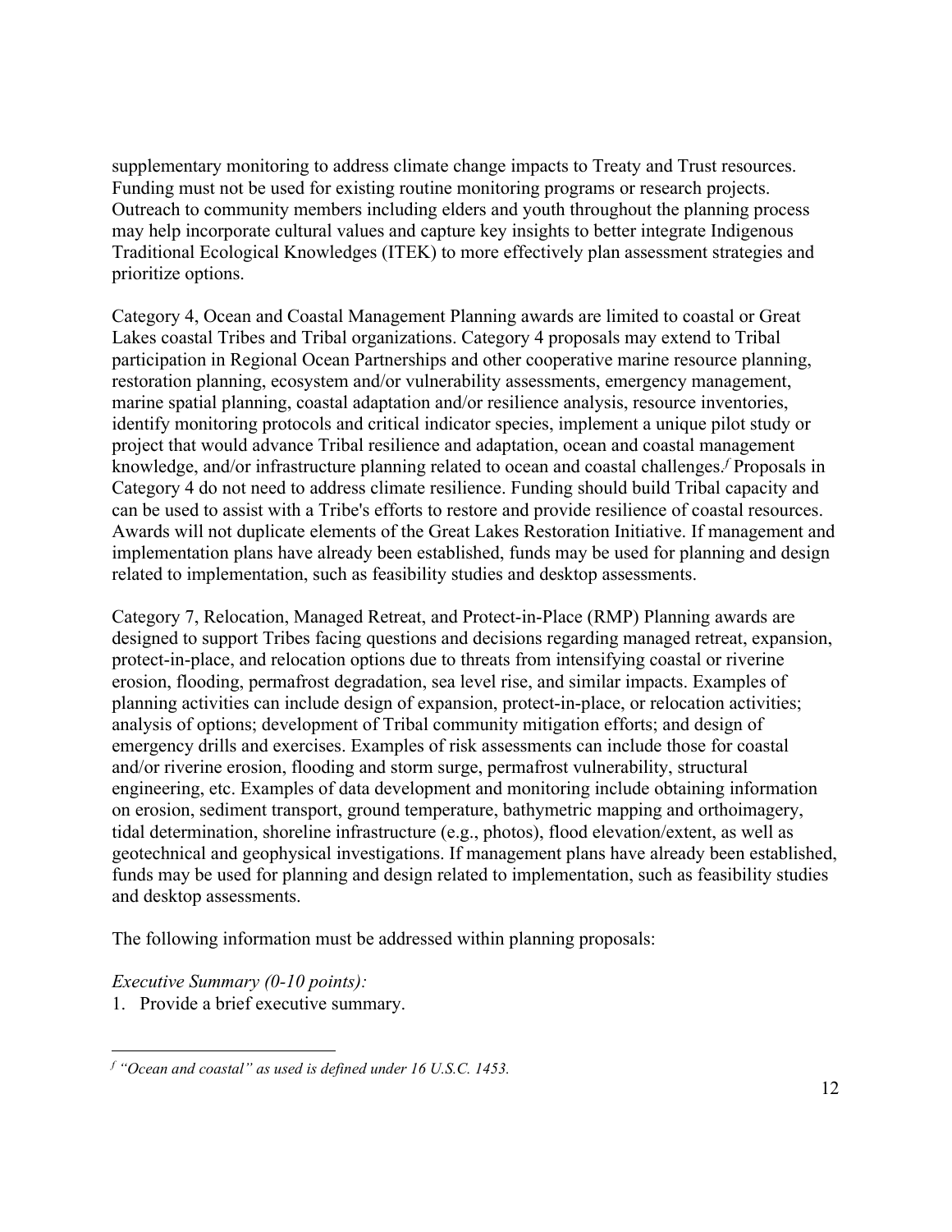supplementary monitoring to address climate change impacts to Treaty and Trust resources. Funding must not be used for existing routine monitoring programs or research projects. Outreach to community members including elders and youth throughout the planning process may help incorporate cultural values and capture key insights to better integrate Indigenous Traditional Ecological Knowledges (ITEK) to more effectively plan assessment strategies and prioritize options.

Category 4, Ocean and Coastal Management Planning awards are limited to coastal or Great Lakes coastal Tribes and Tribal organizations. Category 4 proposals may extend to Tribal participation in Regional Ocean Partnerships and other cooperative marine resource planning, restoration planning, ecosystem and/or vulnerability assessments, emergency management, marine spatial planning, coastal adaptation and/or resilience analysis, resource inventories, identify monitoring protocols and critical indicator species, implement a unique pilot study or project that would advance Tribal resilience and adaptation, ocean and coastal management knowledge, and/or infrastructure planning related to ocean and coastal challenges.[f] Proposals in Category 4 do not need to address climate resilience. Funding should build Tribal capacity and can be used to assist with a Tribe's efforts to restore and provide resilience of coastal resources. Awards will not duplicate elements of the Great Lakes Restoration Initiative. If management and implementation plans have already been established, funds may be used for planning and design related to implementation, such as feasibility studies and desktop assessments.

Category 7, Relocation, Managed Retreat, and Protect-in-Place (RMP) Planning awards are designed to support Tribes facing questions and decisions regarding managed retreat, expansion, protect-in-place, and relocation options due to threats from intensifying coastal or riverine erosion, flooding, permafrost degradation, sea level rise, and similar impacts. Examples of planning activities can include design of expansion, protect-in-place, or relocation activities; analysis of options; development of Tribal community mitigation efforts; and design of emergency drills and exercises. Examples of risk assessments can include those for coastal and/or riverine erosion, flooding and storm surge, permafrost vulnerability, structural engineering, etc. Examples of data development and monitoring include obtaining information on erosion, sediment transport, ground temperature, bathymetric mapping and orthoimagery, tidal determination, shoreline infrastructure (e.g., photos), flood elevation/extent, as well as geotechnical and geophysical investigations. If management plans have already been established, funds may be used for planning and design related to implementation, such as feasibility studies and desktop assessments.

The following information must be addressed within planning proposals:

*Executive Summary (0-10 points):*

1. Provide a brief executive summary.

---

[f] *"Ocean and coastal" as used is defined under 16 U.S.C. 1453.*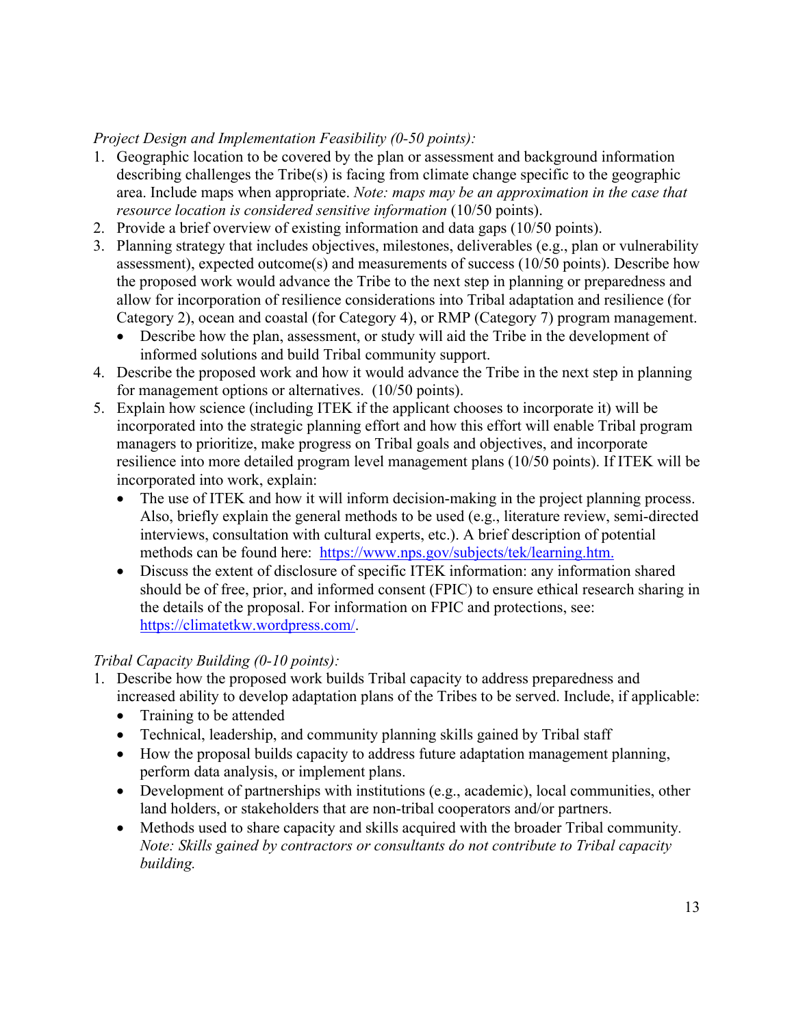*Project Design and Implementation Feasibility (0-50 points):*

1. Geographic location to be covered by the plan or assessment and background information describing challenges the Tribe(s) is facing from climate change specific to the geographic area. Include maps when appropriate. *Note: maps may be an approximation in the case that resource location is considered sensitive information* (10/50 points).
2. Provide a brief overview of existing information and data gaps (10/50 points).
3. Planning strategy that includes objectives, milestones, deliverables (e.g., plan or vulnerability assessment), expected outcome(s) and measurements of success (10/50 points). Describe how the proposed work would advance the Tribe to the next step in planning or preparedness and allow for incorporation of resilience considerations into Tribal adaptation and resilience (for Category 2), ocean and coastal (for Category 4), or RMP (Category 7) program management.
   - Describe how the plan, assessment, or study will aid the Tribe in the development of informed solutions and build Tribal community support.
4. Describe the proposed work and how it would advance the Tribe in the next step in planning for management options or alternatives. (10/50 points).
5. Explain how science (including ITEK if the applicant chooses to incorporate it) will be incorporated into the strategic planning effort and how this effort will enable Tribal program managers to prioritize, make progress on Tribal goals and objectives, and incorporate resilience into more detailed program level management plans (10/50 points). If ITEK will be incorporated into work, explain:
   - The use of ITEK and how it will inform decision-making in the project planning process. Also, briefly explain the general methods to be used (e.g., literature review, semi-directed interviews, consultation with cultural experts, etc.). A brief description of potential methods can be found here: [https://www.nps.gov/subjects/tek/learning.htm.](https://www.nps.gov/subjects/tek/learning.htm)
   - Discuss the extent of disclosure of specific ITEK information: any information shared should be of free, prior, and informed consent (FPIC) to ensure ethical research sharing in the details of the proposal. For information on FPIC and protections, see: [https://climatetkw.wordpress.com/](https://climatetkw.wordpress.com/).

*Tribal Capacity Building (0-10 points):*

1. Describe how the proposed work builds Tribal capacity to address preparedness and increased ability to develop adaptation plans of the Tribes to be served. Include, if applicable:
   - Training to be attended
   - Technical, leadership, and community planning skills gained by Tribal staff
   - How the proposal builds capacity to address future adaptation management planning, perform data analysis, or implement plans.
   - Development of partnerships with institutions (e.g., academic), local communities, other land holders, or stakeholders that are non-tribal cooperators and/or partners.
   - Methods used to share capacity and skills acquired with the broader Tribal community. *Note: Skills gained by contractors or consultants do not contribute to Tribal capacity building.*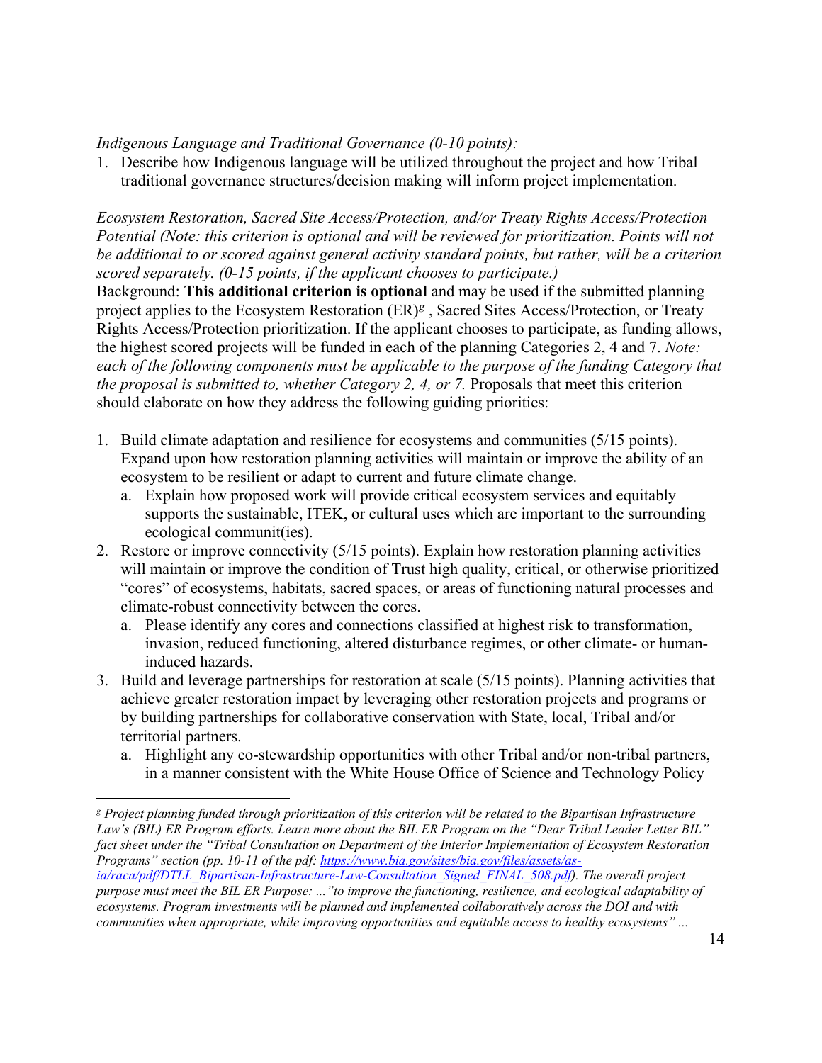*Indigenous Language and Traditional Governance (0-10 points):*

1. Describe how Indigenous language will be utilized throughout the project and how Tribal traditional governance structures/decision making will inform project implementation.

*Ecosystem Restoration, Sacred Site Access/Protection, and/or Treaty Rights Access/Protection Potential (Note: this criterion is optional and will be reviewed for prioritization. Points will not be additional to or scored against general activity standard points, but rather, will be a criterion scored separately. (0-15 points, if the applicant chooses to participate.)*

Background: **This additional criterion is optional** and may be used if the submitted planning project applies to the Ecosystem Restoration (ER)[g] , Sacred Sites Access/Protection, or Treaty Rights Access/Protection prioritization. If the applicant chooses to participate, as funding allows, the highest scored projects will be funded in each of the planning Categories 2, 4 and 7. *Note: each of the following components must be applicable to the purpose of the funding Category that the proposal is submitted to, whether Category 2, 4, or 7.* Proposals that meet this criterion should elaborate on how they address the following guiding priorities:

1. Build climate adaptation and resilience for ecosystems and communities (5/15 points). Expand upon how restoration planning activities will maintain or improve the ability of an ecosystem to be resilient or adapt to current and future climate change.
   a. Explain how proposed work will provide critical ecosystem services and equitably supports the sustainable, ITEK, or cultural uses which are important to the surrounding ecological communit(ies).
2. Restore or improve connectivity (5/15 points). Explain how restoration planning activities will maintain or improve the condition of Trust high quality, critical, or otherwise prioritized "cores" of ecosystems, habitats, sacred spaces, or areas of functioning natural processes and climate-robust connectivity between the cores.
   a. Please identify any cores and connections classified at highest risk to transformation, invasion, reduced functioning, altered disturbance regimes, or other climate- or human-induced hazards.
3. Build and leverage partnerships for restoration at scale (5/15 points). Planning activities that achieve greater restoration impact by leveraging other restoration projects and programs or by building partnerships for collaborative conservation with State, local, Tribal and/or territorial partners.
   a. Highlight any co-stewardship opportunities with other Tribal and/or non-tribal partners, in a manner consistent with the White House Office of Science and Technology Policy

---

[g] *Project planning funded through prioritization of this criterion will be related to the Bipartisan Infrastructure Law's (BIL) ER Program efforts. Learn more about the BIL ER Program on the "Dear Tribal Leader Letter BIL" fact sheet under the "Tribal Consultation on Department of the Interior Implementation of Ecosystem Restoration Programs" section (pp. 10-11 of the pdf: [https://www.bia.gov/sites/bia.gov/files/assets/as-ia/raca/pdf/DTLL_Bipartisan-Infrastructure-Law-Consultation_Signed_FINAL_508.pdf](https://www.bia.gov/sites/bia.gov/files/assets/as-ia/raca/pdf/DTLL_Bipartisan-Infrastructure-Law-Consultation_Signed_FINAL_508.pdf)). The overall project purpose must meet the BIL ER Purpose: ..."to improve the functioning, resilience, and ecological adaptability of ecosystems. Program investments will be planned and implemented collaboratively across the DOI and with communities when appropriate, while improving opportunities and equitable access to healthy ecosystems" ...*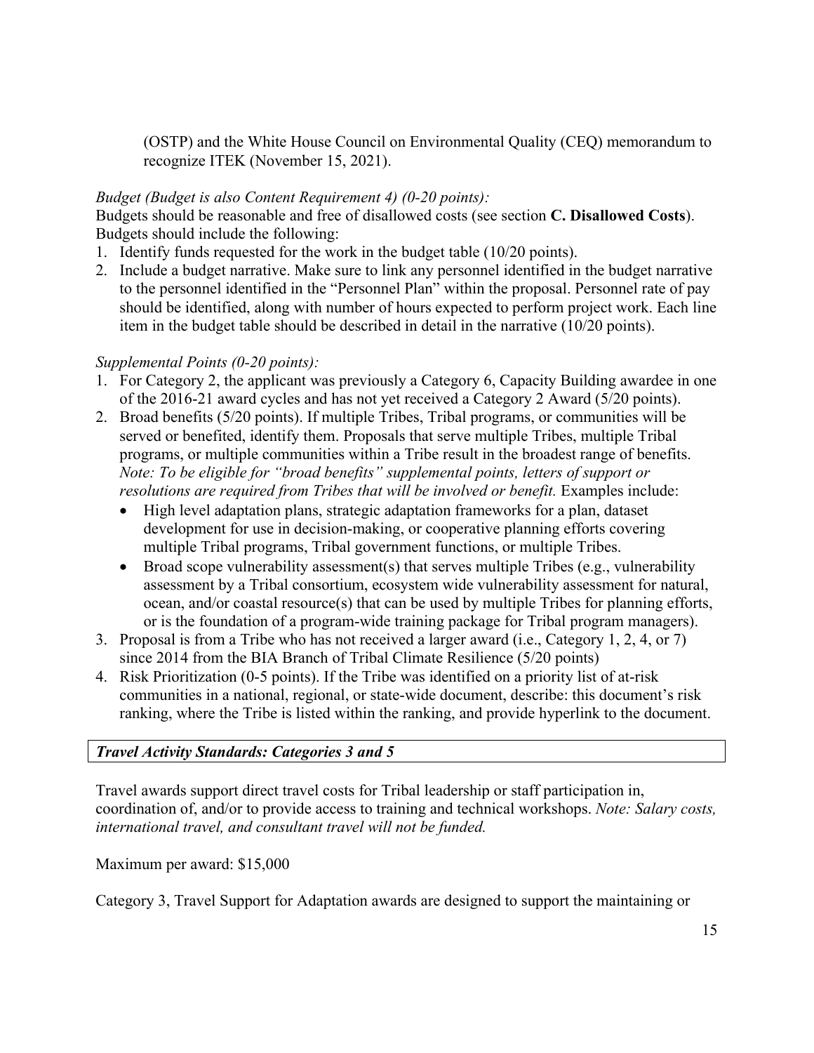(OSTP) and the White House Council on Environmental Quality (CEQ) memorandum to recognize ITEK (November 15, 2021).

*Budget (Budget is also Content Requirement 4) (0-20 points):*

Budgets should be reasonable and free of disallowed costs (see section **C. Disallowed Costs**). Budgets should include the following:

1. Identify funds requested for the work in the budget table (10/20 points).
2. Include a budget narrative. Make sure to link any personnel identified in the budget narrative to the personnel identified in the "Personnel Plan" within the proposal. Personnel rate of pay should be identified, along with number of hours expected to perform project work. Each line item in the budget table should be described in detail in the narrative (10/20 points).

*Supplemental Points (0-20 points):*

1. For Category 2, the applicant was previously a Category 6, Capacity Building awardee in one of the 2016-21 award cycles and has not yet received a Category 2 Award (5/20 points).
2. Broad benefits (5/20 points). If multiple Tribes, Tribal programs, or communities will be served or benefited, identify them. Proposals that serve multiple Tribes, multiple Tribal programs, or multiple communities within a Tribe result in the broadest range of benefits. *Note: To be eligible for "broad benefits" supplemental points, letters of support or resolutions are required from Tribes that will be involved or benefit.* Examples include:
   - High level adaptation plans, strategic adaptation frameworks for a plan, dataset development for use in decision-making, or cooperative planning efforts covering multiple Tribal programs, Tribal government functions, or multiple Tribes.
   - Broad scope vulnerability assessment(s) that serves multiple Tribes (e.g., vulnerability assessment by a Tribal consortium, ecosystem wide vulnerability assessment for natural, ocean, and/or coastal resource(s) that can be used by multiple Tribes for planning efforts, or is the foundation of a program-wide training package for Tribal program managers).
3. Proposal is from a Tribe who has not received a larger award (i.e., Category 1, 2, 4, or 7) since 2014 from the BIA Branch of Tribal Climate Resilience (5/20 points)
4. Risk Prioritization (0-5 points). If the Tribe was identified on a priority list of at-risk communities in a national, regional, or state-wide document, describe: this document's risk ranking, where the Tribe is listed within the ranking, and provide hyperlink to the document.

***Travel Activity Standards: Categories 3 and 5***

Travel awards support direct travel costs for Tribal leadership or staff participation in, coordination of, and/or to provide access to training and technical workshops. *Note: Salary costs, international travel, and consultant travel will not be funded.*

Maximum per award: $15,000

Category 3, Travel Support for Adaptation awards are designed to support the maintaining or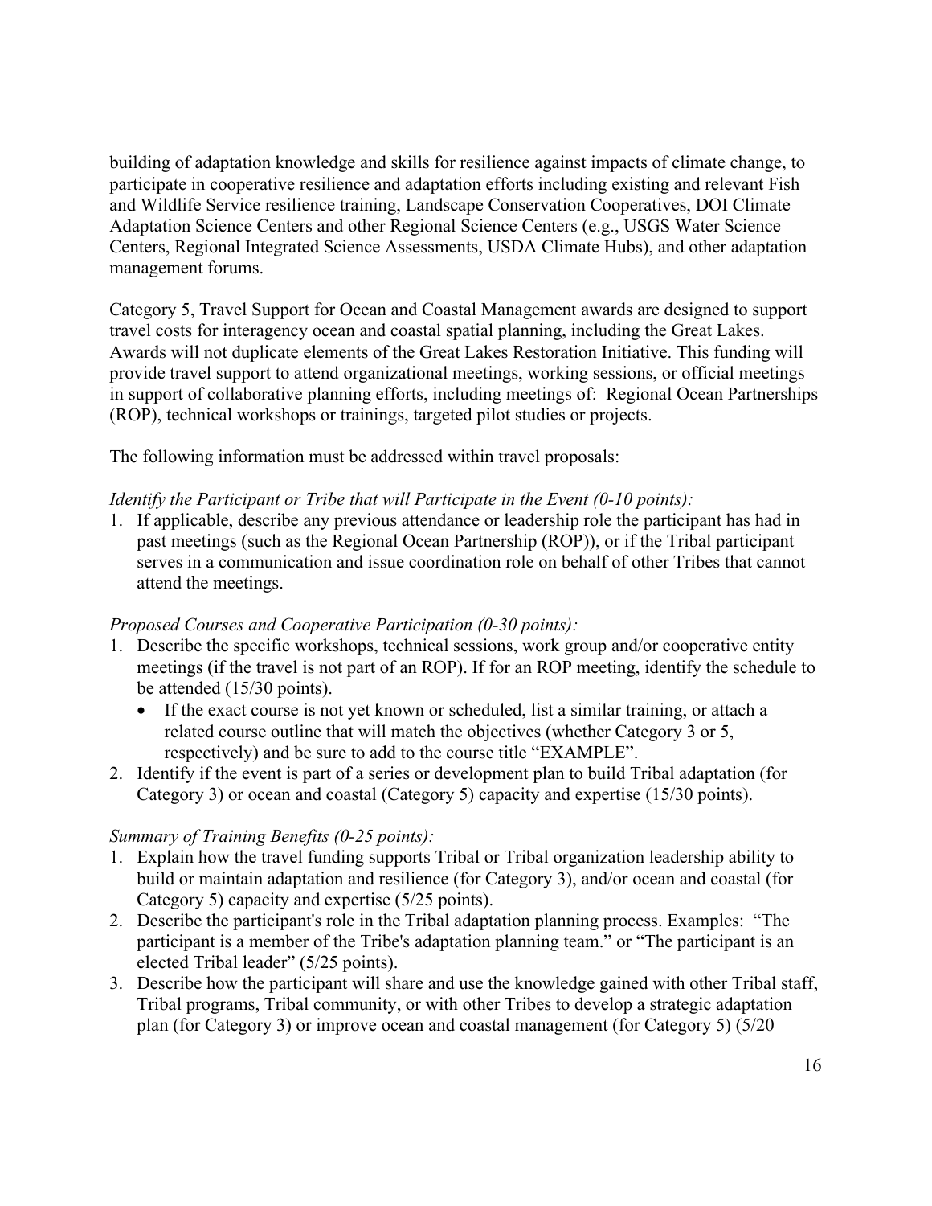building of adaptation knowledge and skills for resilience against impacts of climate change, to participate in cooperative resilience and adaptation efforts including existing and relevant Fish and Wildlife Service resilience training, Landscape Conservation Cooperatives, DOI Climate Adaptation Science Centers and other Regional Science Centers (e.g., USGS Water Science Centers, Regional Integrated Science Assessments, USDA Climate Hubs), and other adaptation management forums.

Category 5, Travel Support for Ocean and Coastal Management awards are designed to support travel costs for interagency ocean and coastal spatial planning, including the Great Lakes. Awards will not duplicate elements of the Great Lakes Restoration Initiative. This funding will provide travel support to attend organizational meetings, working sessions, or official meetings in support of collaborative planning efforts, including meetings of: Regional Ocean Partnerships (ROP), technical workshops or trainings, targeted pilot studies or projects.

The following information must be addressed within travel proposals:

*Identify the Participant or Tribe that will Participate in the Event (0-10 points):*

1. If applicable, describe any previous attendance or leadership role the participant has had in past meetings (such as the Regional Ocean Partnership (ROP)), or if the Tribal participant serves in a communication and issue coordination role on behalf of other Tribes that cannot attend the meetings.

*Proposed Courses and Cooperative Participation (0-30 points):*

1. Describe the specific workshops, technical sessions, work group and/or cooperative entity meetings (if the travel is not part of an ROP). If for an ROP meeting, identify the schedule to be attended (15/30 points).
   - If the exact course is not yet known or scheduled, list a similar training, or attach a related course outline that will match the objectives (whether Category 3 or 5, respectively) and be sure to add to the course title "EXAMPLE".
2. Identify if the event is part of a series or development plan to build Tribal adaptation (for Category 3) or ocean and coastal (Category 5) capacity and expertise (15/30 points).

*Summary of Training Benefits (0-25 points):*

1. Explain how the travel funding supports Tribal or Tribal organization leadership ability to build or maintain adaptation and resilience (for Category 3), and/or ocean and coastal (for Category 5) capacity and expertise (5/25 points).
2. Describe the participant's role in the Tribal adaptation planning process. Examples: "The participant is a member of the Tribe's adaptation planning team." or "The participant is an elected Tribal leader" (5/25 points).
3. Describe how the participant will share and use the knowledge gained with other Tribal staff, Tribal programs, Tribal community, or with other Tribes to develop a strategic adaptation plan (for Category 3) or improve ocean and coastal management (for Category 5) (5/20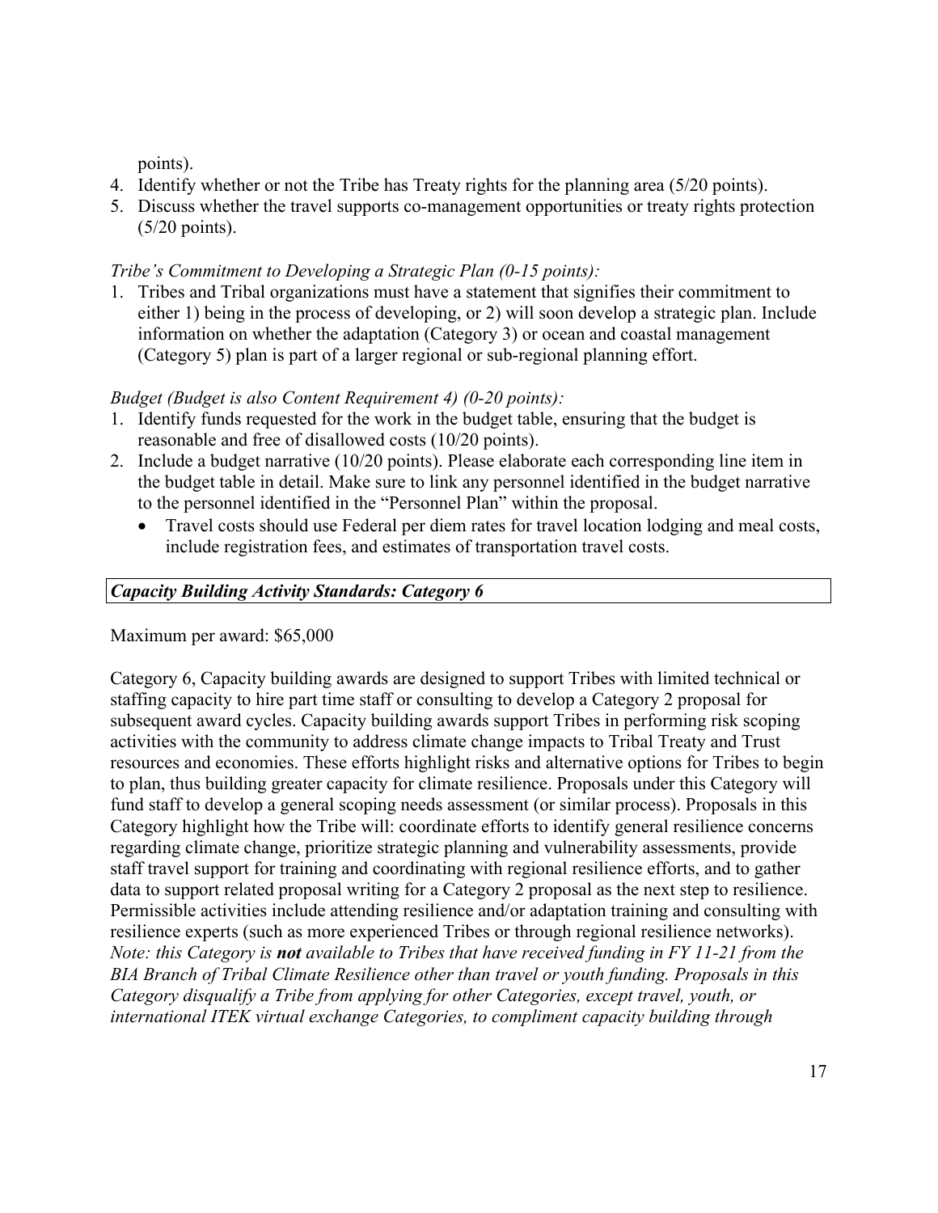points).

4. Identify whether or not the Tribe has Treaty rights for the planning area (5/20 points).
5. Discuss whether the travel supports co-management opportunities or treaty rights protection (5/20 points).

*Tribe's Commitment to Developing a Strategic Plan (0-15 points):*

1. Tribes and Tribal organizations must have a statement that signifies their commitment to either 1) being in the process of developing, or 2) will soon develop a strategic plan. Include information on whether the adaptation (Category 3) or ocean and coastal management (Category 5) plan is part of a larger regional or sub-regional planning effort.

*Budget (Budget is also Content Requirement 4) (0-20 points):*

1. Identify funds requested for the work in the budget table, ensuring that the budget is reasonable and free of disallowed costs (10/20 points).
2. Include a budget narrative (10/20 points). Please elaborate each corresponding line item in the budget table in detail. Make sure to link any personnel identified in the budget narrative to the personnel identified in the "Personnel Plan" within the proposal.
   - Travel costs should use Federal per diem rates for travel location lodging and meal costs, include registration fees, and estimates of transportation travel costs.

***Capacity Building Activity Standards: Category 6***

Maximum per award: $65,000

Category 6, Capacity building awards are designed to support Tribes with limited technical or staffing capacity to hire part time staff or consulting to develop a Category 2 proposal for subsequent award cycles. Capacity building awards support Tribes in performing risk scoping activities with the community to address climate change impacts to Tribal Treaty and Trust resources and economies. These efforts highlight risks and alternative options for Tribes to begin to plan, thus building greater capacity for climate resilience. Proposals under this Category will fund staff to develop a general scoping needs assessment (or similar process). Proposals in this Category highlight how the Tribe will: coordinate efforts to identify general resilience concerns regarding climate change, prioritize strategic planning and vulnerability assessments, provide staff travel support for training and coordinating with regional resilience efforts, and to gather data to support related proposal writing for a Category 2 proposal as the next step to resilience. Permissible activities include attending resilience and/or adaptation training and consulting with resilience experts (such as more experienced Tribes or through regional resilience networks). *Note: this Category is **not** available to Tribes that have received funding in FY 11-21 from the BIA Branch of Tribal Climate Resilience other than travel or youth funding. Proposals in this Category disqualify a Tribe from applying for other Categories, except travel, youth, or international ITEK virtual exchange Categories, to compliment capacity building through*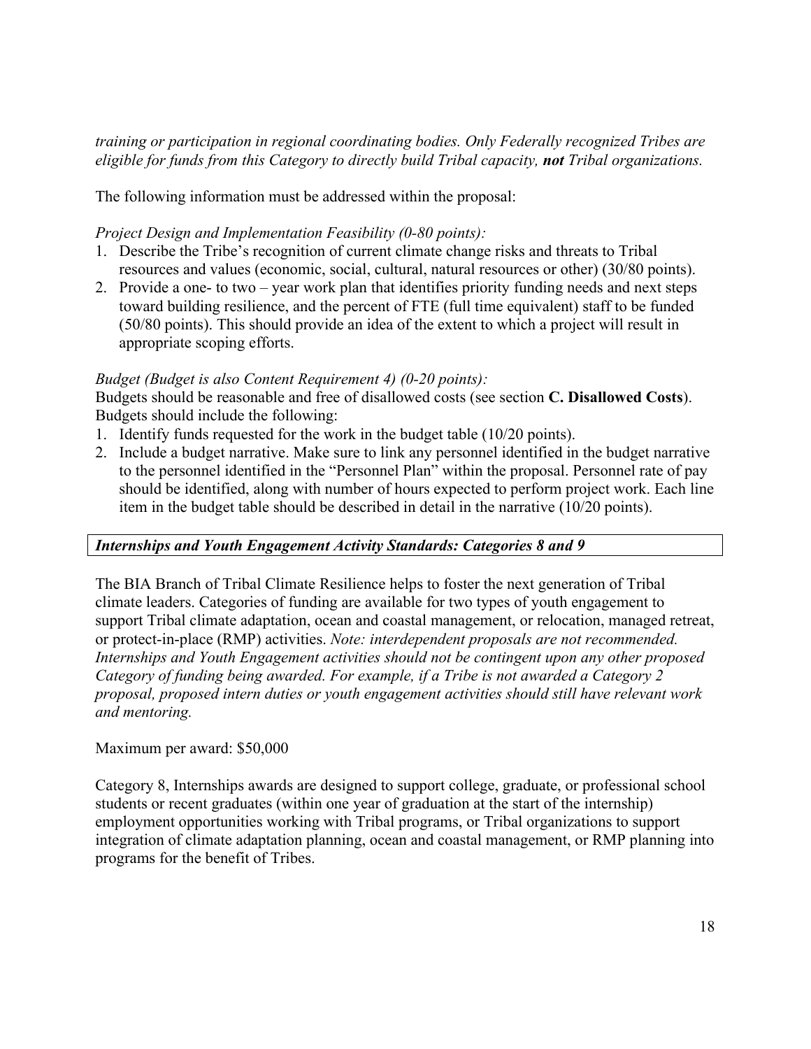*training or participation in regional coordinating bodies. Only Federally recognized Tribes are eligible for funds from this Category to directly build Tribal capacity, **not** Tribal organizations.*

The following information must be addressed within the proposal:

*Project Design and Implementation Feasibility (0-80 points):*

1. Describe the Tribe's recognition of current climate change risks and threats to Tribal resources and values (economic, social, cultural, natural resources or other) (30/80 points).
2. Provide a one- to two – year work plan that identifies priority funding needs and next steps toward building resilience, and the percent of FTE (full time equivalent) staff to be funded (50/80 points). This should provide an idea of the extent to which a project will result in appropriate scoping efforts.

*Budget (Budget is also Content Requirement 4) (0-20 points):*

Budgets should be reasonable and free of disallowed costs (see section **C. Disallowed Costs**). Budgets should include the following:

1. Identify funds requested for the work in the budget table (10/20 points).
2. Include a budget narrative. Make sure to link any personnel identified in the budget narrative to the personnel identified in the "Personnel Plan" within the proposal. Personnel rate of pay should be identified, along with number of hours expected to perform project work. Each line item in the budget table should be described in detail in the narrative (10/20 points).

### *Internships and Youth Engagement Activity Standards: Categories 8 and 9*

The BIA Branch of Tribal Climate Resilience helps to foster the next generation of Tribal climate leaders. Categories of funding are available for two types of youth engagement to support Tribal climate adaptation, ocean and coastal management, or relocation, managed retreat, or protect-in-place (RMP) activities. *Note: interdependent proposals are not recommended. Internships and Youth Engagement activities should not be contingent upon any other proposed Category of funding being awarded. For example, if a Tribe is not awarded a Category 2 proposal, proposed intern duties or youth engagement activities should still have relevant work and mentoring.*

Maximum per award: $50,000

Category 8, Internships awards are designed to support college, graduate, or professional school students or recent graduates (within one year of graduation at the start of the internship) employment opportunities working with Tribal programs, or Tribal organizations to support integration of climate adaptation planning, ocean and coastal management, or RMP planning into programs for the benefit of Tribes.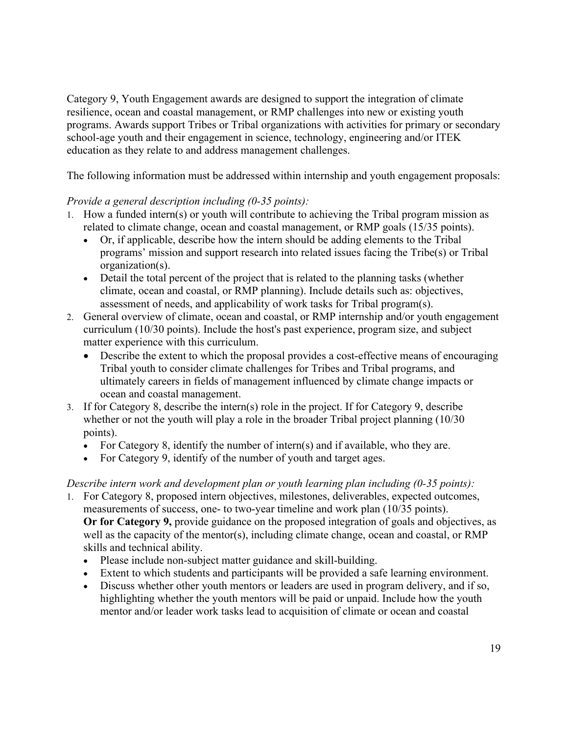Category 9, Youth Engagement awards are designed to support the integration of climate resilience, ocean and coastal management, or RMP challenges into new or existing youth programs. Awards support Tribes or Tribal organizations with activities for primary or secondary school-age youth and their engagement in science, technology, engineering and/or ITEK education as they relate to and address management challenges.

The following information must be addressed within internship and youth engagement proposals:

*Provide a general description including (0-35 points):*

1. How a funded intern(s) or youth will contribute to achieving the Tribal program mission as related to climate change, ocean and coastal management, or RMP goals (15/35 points).
   - Or, if applicable, describe how the intern should be adding elements to the Tribal programs' mission and support research into related issues facing the Tribe(s) or Tribal organization(s).
   - Detail the total percent of the project that is related to the planning tasks (whether climate, ocean and coastal, or RMP planning). Include details such as: objectives, assessment of needs, and applicability of work tasks for Tribal program(s).
2. General overview of climate, ocean and coastal, or RMP internship and/or youth engagement curriculum (10/30 points). Include the host's past experience, program size, and subject matter experience with this curriculum.
   - Describe the extent to which the proposal provides a cost-effective means of encouraging Tribal youth to consider climate challenges for Tribes and Tribal programs, and ultimately careers in fields of management influenced by climate change impacts or ocean and coastal management.
3. If for Category 8, describe the intern(s) role in the project. If for Category 9, describe whether or not the youth will play a role in the broader Tribal project planning (10/30 points).
   - For Category 8, identify the number of intern(s) and if available, who they are.
   - For Category 9, identify of the number of youth and target ages.

*Describe intern work and development plan or youth learning plan including (0-35 points):*

1. For Category 8, proposed intern objectives, milestones, deliverables, expected outcomes, measurements of success, one- to two-year timeline and work plan (10/35 points).
   **Or for Category 9,** provide guidance on the proposed integration of goals and objectives, as well as the capacity of the mentor(s), including climate change, ocean and coastal, or RMP skills and technical ability.
   - Please include non-subject matter guidance and skill-building.
   - Extent to which students and participants will be provided a safe learning environment.
   - Discuss whether other youth mentors or leaders are used in program delivery, and if so, highlighting whether the youth mentors will be paid or unpaid. Include how the youth mentor and/or leader work tasks lead to acquisition of climate or ocean and coastal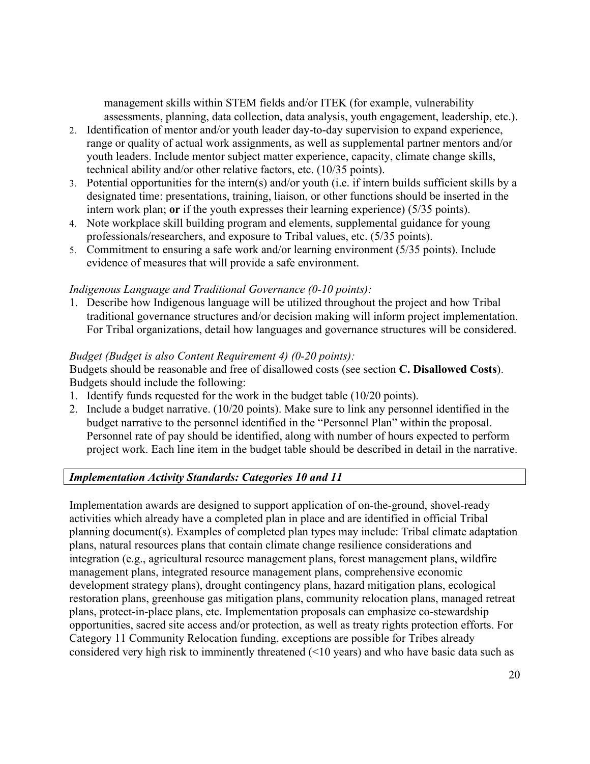management skills within STEM fields and/or ITEK (for example, vulnerability assessments, planning, data collection, data analysis, youth engagement, leadership, etc.).

2. Identification of mentor and/or youth leader day-to-day supervision to expand experience, range or quality of actual work assignments, as well as supplemental partner mentors and/or youth leaders. Include mentor subject matter experience, capacity, climate change skills, technical ability and/or other relative factors, etc. (10/35 points).
3. Potential opportunities for the intern(s) and/or youth (i.e. if intern builds sufficient skills by a designated time: presentations, training, liaison, or other functions should be inserted in the intern work plan; **or** if the youth expresses their learning experience) (5/35 points).
4. Note workplace skill building program and elements, supplemental guidance for young professionals/researchers, and exposure to Tribal values, etc. (5/35 points).
5. Commitment to ensuring a safe work and/or learning environment (5/35 points). Include evidence of measures that will provide a safe environment.

*Indigenous Language and Traditional Governance (0-10 points):*

1. Describe how Indigenous language will be utilized throughout the project and how Tribal traditional governance structures and/or decision making will inform project implementation. For Tribal organizations, detail how languages and governance structures will be considered.

*Budget (Budget is also Content Requirement 4) (0-20 points):*

Budgets should be reasonable and free of disallowed costs (see section **C. Disallowed Costs**). Budgets should include the following:

1. Identify funds requested for the work in the budget table (10/20 points).
2. Include a budget narrative. (10/20 points). Make sure to link any personnel identified in the budget narrative to the personnel identified in the "Personnel Plan" within the proposal. Personnel rate of pay should be identified, along with number of hours expected to perform project work. Each line item in the budget table should be described in detail in the narrative.

***Implementation Activity Standards: Categories 10 and 11***

Implementation awards are designed to support application of on-the-ground, shovel-ready activities which already have a completed plan in place and are identified in official Tribal planning document(s). Examples of completed plan types may include: Tribal climate adaptation plans, natural resources plans that contain climate change resilience considerations and integration (e.g., agricultural resource management plans, forest management plans, wildfire management plans, integrated resource management plans, comprehensive economic development strategy plans), drought contingency plans, hazard mitigation plans, ecological restoration plans, greenhouse gas mitigation plans, community relocation plans, managed retreat plans, protect-in-place plans, etc. Implementation proposals can emphasize co-stewardship opportunities, sacred site access and/or protection, as well as treaty rights protection efforts. For Category 11 Community Relocation funding, exceptions are possible for Tribes already considered very high risk to imminently threatened (<10 years) and who have basic data such as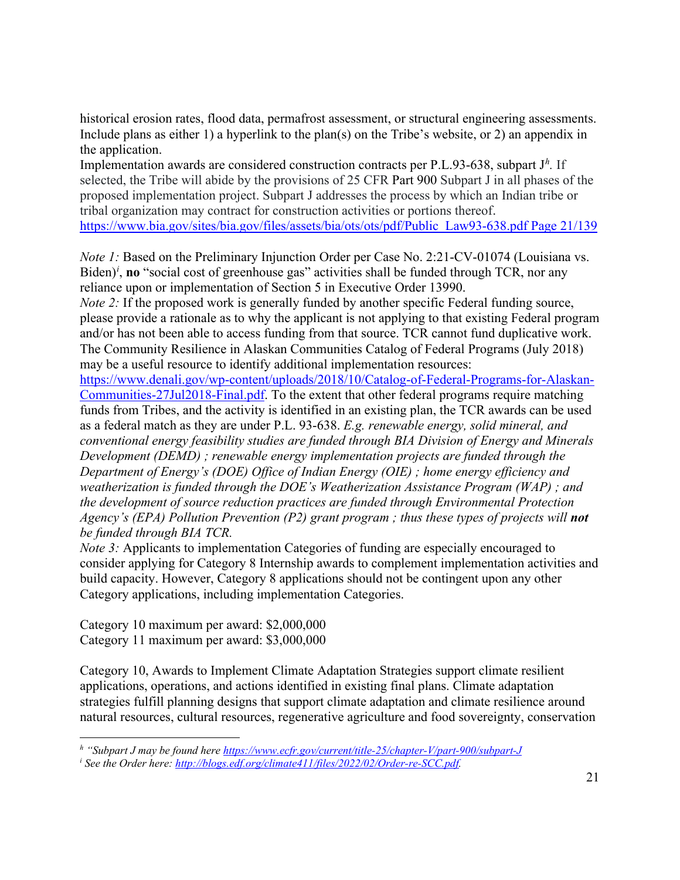historical erosion rates, flood data, permafrost assessment, or structural engineering assessments. Include plans as either 1) a hyperlink to the plan(s) on the Tribe's website, or 2) an appendix in the application.

Implementation awards are considered construction contracts per P.L.93-638, subpart J[h]. If selected, the Tribe will abide by the provisions of 25 CFR Part 900 Subpart J in all phases of the proposed implementation project. Subpart J addresses the process by which an Indian tribe or tribal organization may contract for construction activities or portions thereof.
https://www.bia.gov/sites/bia.gov/files/assets/bia/ots/ots/pdf/Public_Law93-638.pdf Page 21/139

*Note 1:* Based on the Preliminary Injunction Order per Case No. 2:21-CV-01074 (Louisiana vs. Biden)[i], **no** "social cost of greenhouse gas" activities shall be funded through TCR, nor any reliance upon or implementation of Section 5 in Executive Order 13990.

*Note 2:* If the proposed work is generally funded by another specific Federal funding source, please provide a rationale as to why the applicant is not applying to that existing Federal program and/or has not been able to access funding from that source. TCR cannot fund duplicative work. The Community Resilience in Alaskan Communities Catalog of Federal Programs (July 2018) may be a useful resource to identify additional implementation resources: https://www.denali.gov/wp-content/uploads/2018/10/Catalog-of-Federal-Programs-for-Alaskan-Communities-27Jul2018-Final.pdf. To the extent that other federal programs require matching funds from Tribes, and the activity is identified in an existing plan, the TCR awards can be used as a federal match as they are under P.L. 93-638. *E.g. renewable energy, solid mineral, and conventional energy feasibility studies are funded through BIA Division of Energy and Minerals Development (DEMD) ; renewable energy implementation projects are funded through the Department of Energy's (DOE) Office of Indian Energy (OIE) ; home energy efficiency and weatherization is funded through the DOE's Weatherization Assistance Program (WAP) ; and the development of source reduction practices are funded through Environmental Protection Agency's (EPA) Pollution Prevention (P2) grant program ; thus these types of projects will* ***not*** *be funded through BIA TCR.*

*Note 3:* Applicants to implementation Categories of funding are especially encouraged to consider applying for Category 8 Internship awards to complement implementation activities and build capacity. However, Category 8 applications should not be contingent upon any other Category applications, including implementation Categories.

Category 10 maximum per award: $2,000,000
Category 11 maximum per award: $3,000,000

Category 10, Awards to Implement Climate Adaptation Strategies support climate resilient applications, operations, and actions identified in existing final plans. Climate adaptation strategies fulfill planning designs that support climate adaptation and climate resilience around natural resources, cultural resources, regenerative agriculture and food sovereignty, conservation

---

[h] *"Subpart J may be found here https://www.ecfr.gov/current/title-25/chapter-V/part-900/subpart-J*

[i] *See the Order here: http://blogs.edf.org/climate411/files/2022/02/Order-re-SCC.pdf.*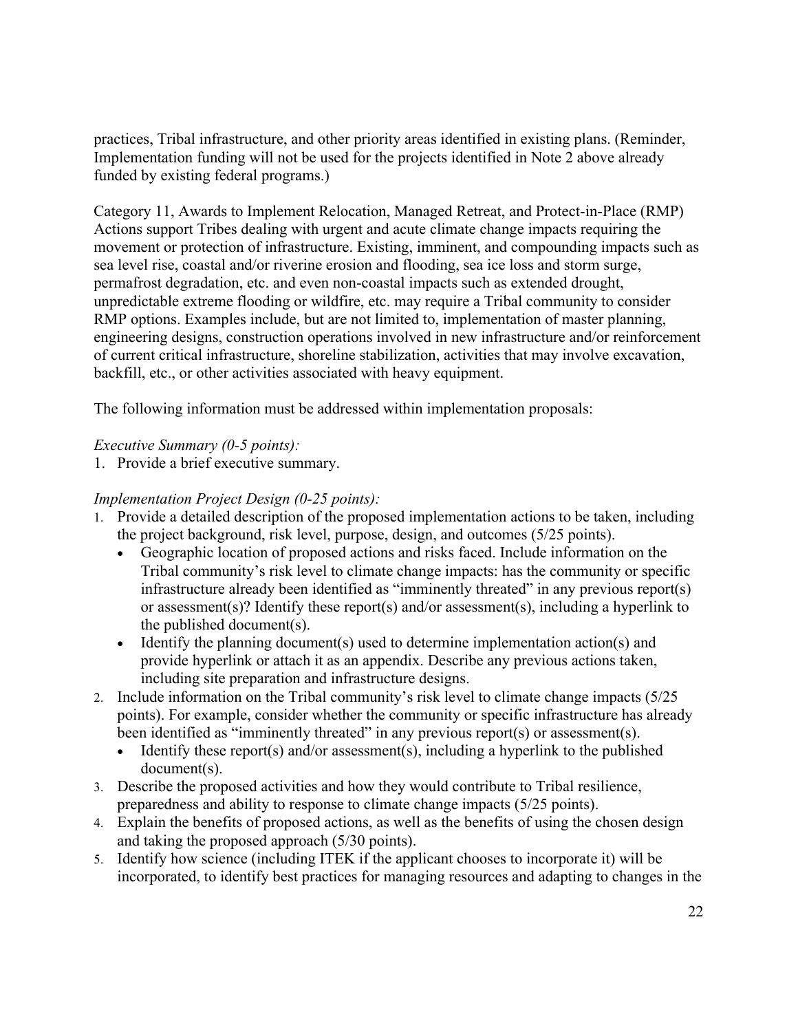practices, Tribal infrastructure, and other priority areas identified in existing plans. (Reminder, Implementation funding will not be used for the projects identified in Note 2 above already funded by existing federal programs.)

Category 11, Awards to Implement Relocation, Managed Retreat, and Protect-in-Place (RMP) Actions support Tribes dealing with urgent and acute climate change impacts requiring the movement or protection of infrastructure. Existing, imminent, and compounding impacts such as sea level rise, coastal and/or riverine erosion and flooding, sea ice loss and storm surge, permafrost degradation, etc. and even non-coastal impacts such as extended drought, unpredictable extreme flooding or wildfire, etc. may require a Tribal community to consider RMP options. Examples include, but are not limited to, implementation of master planning, engineering designs, construction operations involved in new infrastructure and/or reinforcement of current critical infrastructure, shoreline stabilization, activities that may involve excavation, backfill, etc., or other activities associated with heavy equipment.

The following information must be addressed within implementation proposals:

*Executive Summary (0-5 points):*

1. Provide a brief executive summary.

*Implementation Project Design (0-25 points):*

1. Provide a detailed description of the proposed implementation actions to be taken, including the project background, risk level, purpose, design, and outcomes (5/25 points).
   - Geographic location of proposed actions and risks faced. Include information on the Tribal community's risk level to climate change impacts: has the community or specific infrastructure already been identified as "imminently threated" in any previous report(s) or assessment(s)? Identify these report(s) and/or assessment(s), including a hyperlink to the published document(s).
   - Identify the planning document(s) used to determine implementation action(s) and provide hyperlink or attach it as an appendix. Describe any previous actions taken, including site preparation and infrastructure designs.
2. Include information on the Tribal community's risk level to climate change impacts (5/25 points). For example, consider whether the community or specific infrastructure has already been identified as "imminently threated" in any previous report(s) or assessment(s).
   - Identify these report(s) and/or assessment(s), including a hyperlink to the published document(s).
3. Describe the proposed activities and how they would contribute to Tribal resilience, preparedness and ability to response to climate change impacts (5/25 points).
4. Explain the benefits of proposed actions, as well as the benefits of using the chosen design and taking the proposed approach (5/30 points).
5. Identify how science (including ITEK if the applicant chooses to incorporate it) will be incorporated, to identify best practices for managing resources and adapting to changes in the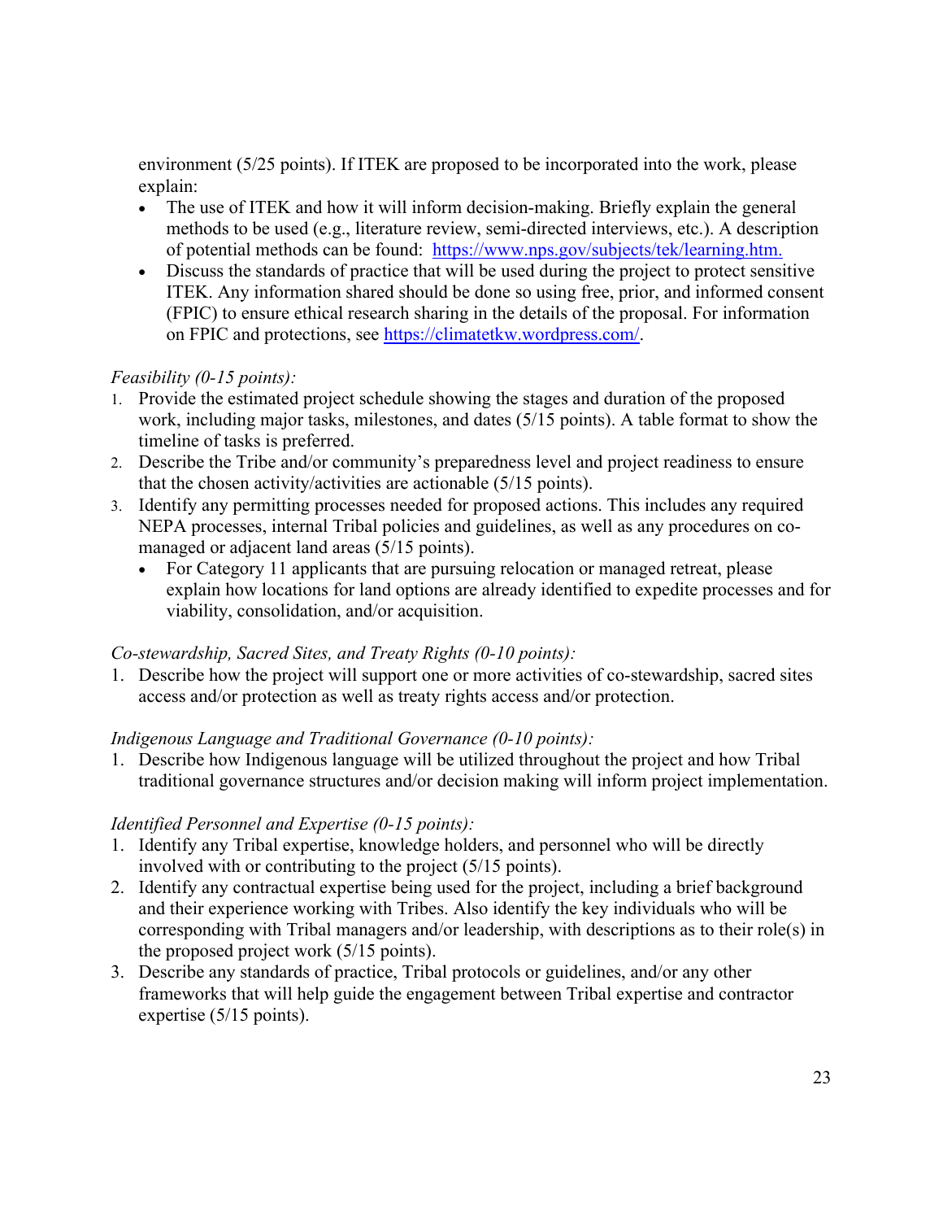environment (5/25 points). If ITEK are proposed to be incorporated into the work, please explain:

- The use of ITEK and how it will inform decision-making. Briefly explain the general methods to be used (e.g., literature review, semi-directed interviews, etc.). A description of potential methods can be found: [https://www.nps.gov/subjects/tek/learning.htm.](https://www.nps.gov/subjects/tek/learning.htm)
- Discuss the standards of practice that will be used during the project to protect sensitive ITEK. Any information shared should be done so using free, prior, and informed consent (FPIC) to ensure ethical research sharing in the details of the proposal. For information on FPIC and protections, see [https://climatetkw.wordpress.com/](https://climatetkw.wordpress.com/).

*Feasibility (0-15 points):*

1. Provide the estimated project schedule showing the stages and duration of the proposed work, including major tasks, milestones, and dates (5/15 points). A table format to show the timeline of tasks is preferred.
2. Describe the Tribe and/or community's preparedness level and project readiness to ensure that the chosen activity/activities are actionable (5/15 points).
3. Identify any permitting processes needed for proposed actions. This includes any required NEPA processes, internal Tribal policies and guidelines, as well as any procedures on co-managed or adjacent land areas (5/15 points).
   - For Category 11 applicants that are pursuing relocation or managed retreat, please explain how locations for land options are already identified to expedite processes and for viability, consolidation, and/or acquisition.

*Co-stewardship, Sacred Sites, and Treaty Rights (0-10 points):*

1. Describe how the project will support one or more activities of co-stewardship, sacred sites access and/or protection as well as treaty rights access and/or protection.

*Indigenous Language and Traditional Governance (0-10 points):*

1. Describe how Indigenous language will be utilized throughout the project and how Tribal traditional governance structures and/or decision making will inform project implementation.

*Identified Personnel and Expertise (0-15 points):*

1. Identify any Tribal expertise, knowledge holders, and personnel who will be directly involved with or contributing to the project (5/15 points).
2. Identify any contractual expertise being used for the project, including a brief background and their experience working with Tribes. Also identify the key individuals who will be corresponding with Tribal managers and/or leadership, with descriptions as to their role(s) in the proposed project work (5/15 points).
3. Describe any standards of practice, Tribal protocols or guidelines, and/or any other frameworks that will help guide the engagement between Tribal expertise and contractor expertise (5/15 points).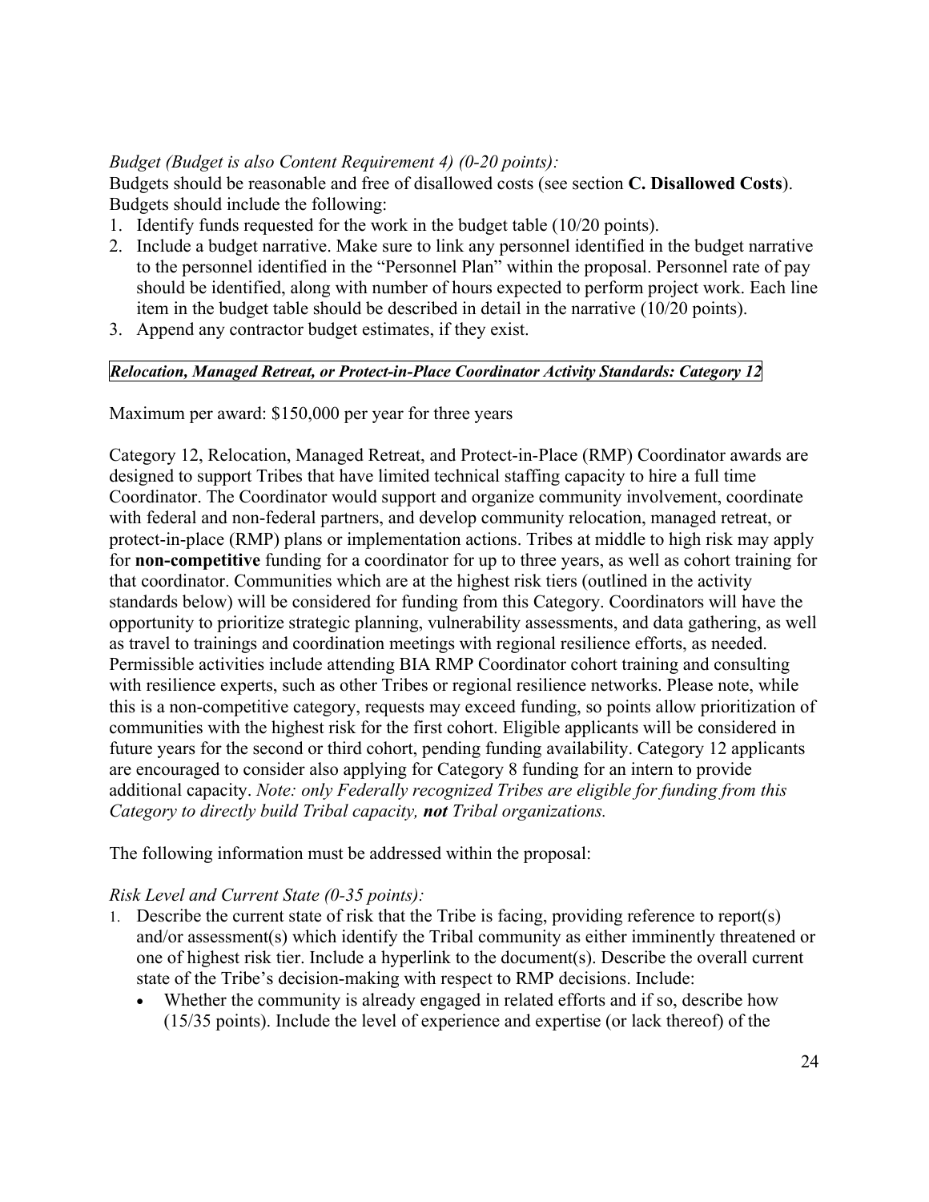*Budget (Budget is also Content Requirement 4) (0-20 points):*

Budgets should be reasonable and free of disallowed costs (see section **C. Disallowed Costs**). Budgets should include the following:

1. Identify funds requested for the work in the budget table (10/20 points).
2. Include a budget narrative. Make sure to link any personnel identified in the budget narrative to the personnel identified in the "Personnel Plan" within the proposal. Personnel rate of pay should be identified, along with number of hours expected to perform project work. Each line item in the budget table should be described in detail in the narrative (10/20 points).
3. Append any contractor budget estimates, if they exist.

***Relocation, Managed Retreat, or Protect-in-Place Coordinator Activity Standards: Category 12***

Maximum per award: $150,000 per year for three years

Category 12, Relocation, Managed Retreat, and Protect-in-Place (RMP) Coordinator awards are designed to support Tribes that have limited technical staffing capacity to hire a full time Coordinator. The Coordinator would support and organize community involvement, coordinate with federal and non-federal partners, and develop community relocation, managed retreat, or protect-in-place (RMP) plans or implementation actions. Tribes at middle to high risk may apply for **non-competitive** funding for a coordinator for up to three years, as well as cohort training for that coordinator. Communities which are at the highest risk tiers (outlined in the activity standards below) will be considered for funding from this Category. Coordinators will have the opportunity to prioritize strategic planning, vulnerability assessments, and data gathering, as well as travel to trainings and coordination meetings with regional resilience efforts, as needed. Permissible activities include attending BIA RMP Coordinator cohort training and consulting with resilience experts, such as other Tribes or regional resilience networks. Please note, while this is a non-competitive category, requests may exceed funding, so points allow prioritization of communities with the highest risk for the first cohort. Eligible applicants will be considered in future years for the second or third cohort, pending funding availability. Category 12 applicants are encouraged to consider also applying for Category 8 funding for an intern to provide additional capacity. *Note: only Federally recognized Tribes are eligible for funding from this Category to directly build Tribal capacity, **not** Tribal organizations.*

The following information must be addressed within the proposal:

*Risk Level and Current State (0-35 points):*

1. Describe the current state of risk that the Tribe is facing, providing reference to report(s) and/or assessment(s) which identify the Tribal community as either imminently threatened or one of highest risk tier. Include a hyperlink to the document(s). Describe the overall current state of the Tribe's decision-making with respect to RMP decisions. Include:
   - Whether the community is already engaged in related efforts and if so, describe how (15/35 points). Include the level of experience and expertise (or lack thereof) of the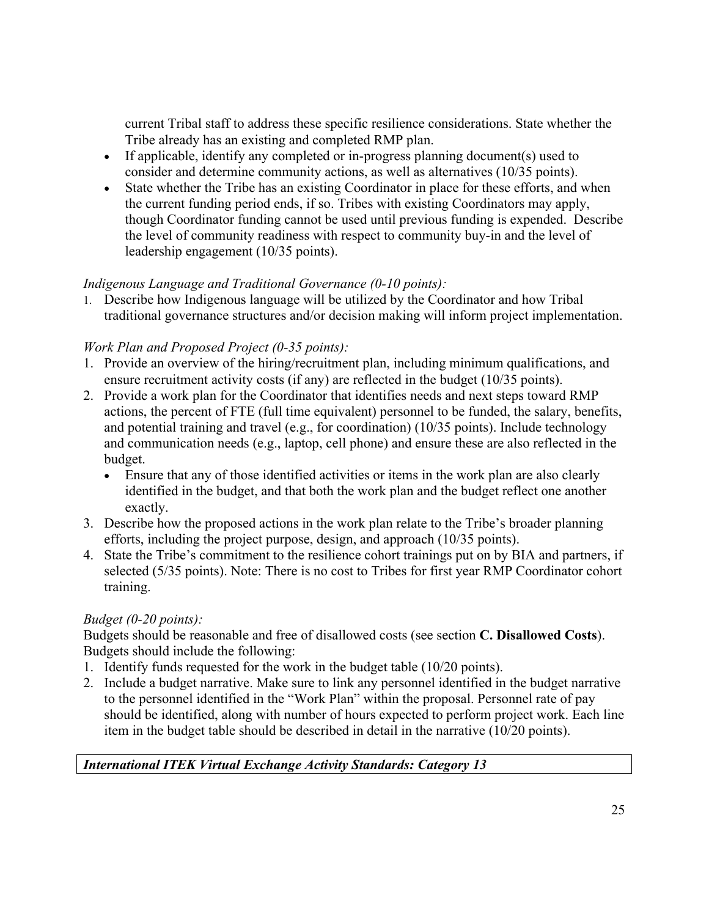current Tribal staff to address these specific resilience considerations. State whether the Tribe already has an existing and completed RMP plan.

- If applicable, identify any completed or in-progress planning document(s) used to consider and determine community actions, as well as alternatives (10/35 points).
- State whether the Tribe has an existing Coordinator in place for these efforts, and when the current funding period ends, if so. Tribes with existing Coordinators may apply, though Coordinator funding cannot be used until previous funding is expended. Describe the level of community readiness with respect to community buy-in and the level of leadership engagement (10/35 points).

*Indigenous Language and Traditional Governance (0-10 points):*

1. Describe how Indigenous language will be utilized by the Coordinator and how Tribal traditional governance structures and/or decision making will inform project implementation.

*Work Plan and Proposed Project (0-35 points):*

1. Provide an overview of the hiring/recruitment plan, including minimum qualifications, and ensure recruitment activity costs (if any) are reflected in the budget (10/35 points).
2. Provide a work plan for the Coordinator that identifies needs and next steps toward RMP actions, the percent of FTE (full time equivalent) personnel to be funded, the salary, benefits, and potential training and travel (e.g., for coordination) (10/35 points). Include technology and communication needs (e.g., laptop, cell phone) and ensure these are also reflected in the budget.
   - Ensure that any of those identified activities or items in the work plan are also clearly identified in the budget, and that both the work plan and the budget reflect one another exactly.
3. Describe how the proposed actions in the work plan relate to the Tribe's broader planning efforts, including the project purpose, design, and approach (10/35 points).
4. State the Tribe's commitment to the resilience cohort trainings put on by BIA and partners, if selected (5/35 points). Note: There is no cost to Tribes for first year RMP Coordinator cohort training.

*Budget (0-20 points):*

Budgets should be reasonable and free of disallowed costs (see section **C. Disallowed Costs**). Budgets should include the following:

1. Identify funds requested for the work in the budget table (10/20 points).
2. Include a budget narrative. Make sure to link any personnel identified in the budget narrative to the personnel identified in the "Work Plan" within the proposal. Personnel rate of pay should be identified, along with number of hours expected to perform project work. Each line item in the budget table should be described in detail in the narrative (10/20 points).

***International ITEK Virtual Exchange Activity Standards: Category 13***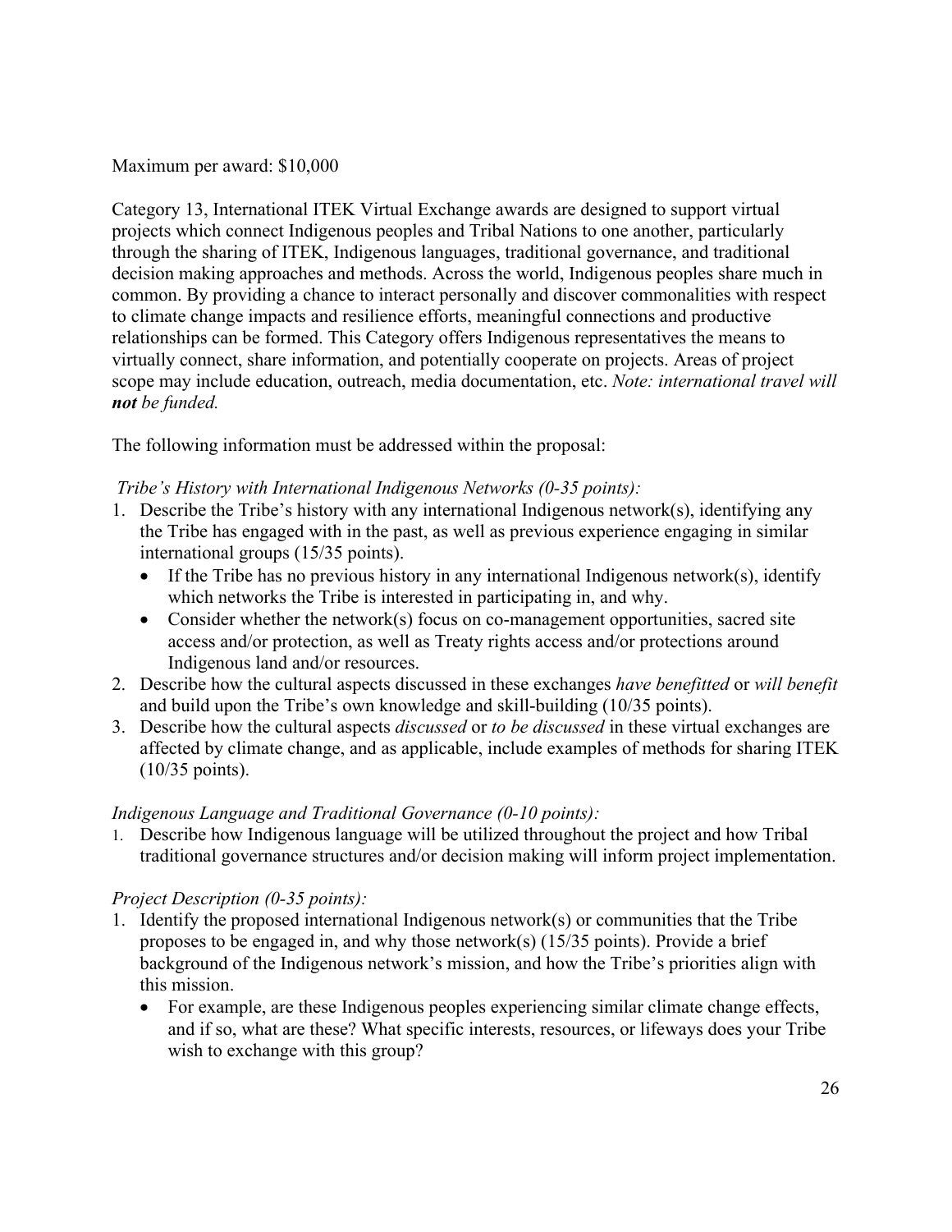Maximum per award: $10,000

Category 13, International ITEK Virtual Exchange awards are designed to support virtual projects which connect Indigenous peoples and Tribal Nations to one another, particularly through the sharing of ITEK, Indigenous languages, traditional governance, and traditional decision making approaches and methods. Across the world, Indigenous peoples share much in common. By providing a chance to interact personally and discover commonalities with respect to climate change impacts and resilience efforts, meaningful connections and productive relationships can be formed. This Category offers Indigenous representatives the means to virtually connect, share information, and potentially cooperate on projects. Areas of project scope may include education, outreach, media documentation, etc. *Note: international travel will **not** be funded.*

The following information must be addressed within the proposal:

*Tribe's History with International Indigenous Networks (0-35 points):*

1. Describe the Tribe's history with any international Indigenous network(s), identifying any the Tribe has engaged with in the past, as well as previous experience engaging in similar international groups (15/35 points).
   - If the Tribe has no previous history in any international Indigenous network(s), identify which networks the Tribe is interested in participating in, and why.
   - Consider whether the network(s) focus on co-management opportunities, sacred site access and/or protection, as well as Treaty rights access and/or protections around Indigenous land and/or resources.
2. Describe how the cultural aspects discussed in these exchanges *have benefitted* or *will benefit* and build upon the Tribe's own knowledge and skill-building (10/35 points).
3. Describe how the cultural aspects *discussed* or *to be discussed* in these virtual exchanges are affected by climate change, and as applicable, include examples of methods for sharing ITEK (10/35 points).

*Indigenous Language and Traditional Governance (0-10 points):*

1. Describe how Indigenous language will be utilized throughout the project and how Tribal traditional governance structures and/or decision making will inform project implementation.

*Project Description (0-35 points):*

1. Identify the proposed international Indigenous network(s) or communities that the Tribe proposes to be engaged in, and why those network(s) (15/35 points). Provide a brief background of the Indigenous network's mission, and how the Tribe's priorities align with this mission.
   - For example, are these Indigenous peoples experiencing similar climate change effects, and if so, what are these? What specific interests, resources, or lifeways does your Tribe wish to exchange with this group?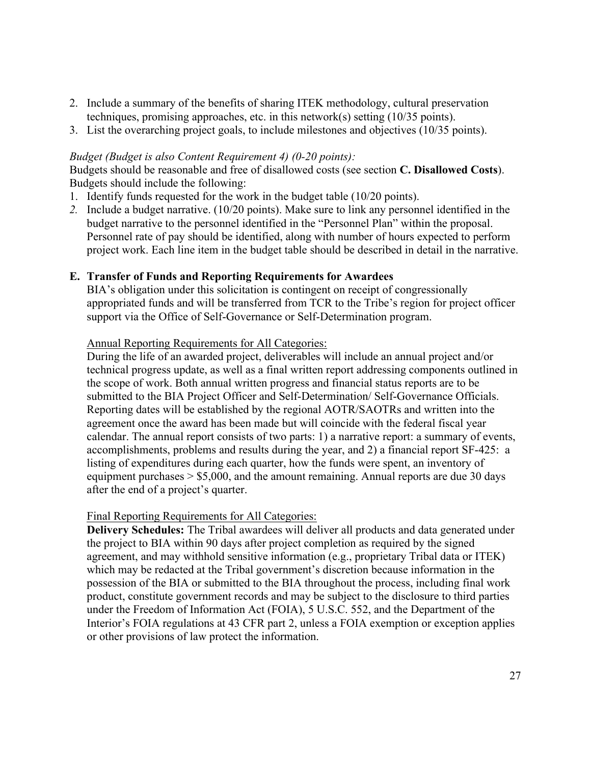2. Include a summary of the benefits of sharing ITEK methodology, cultural preservation techniques, promising approaches, etc. in this network(s) setting (10/35 points).
3. List the overarching project goals, to include milestones and objectives (10/35 points).

*Budget (Budget is also Content Requirement 4) (0-20 points):*

Budgets should be reasonable and free of disallowed costs (see section **C. Disallowed Costs**). Budgets should include the following:

1. Identify funds requested for the work in the budget table (10/20 points).
2. Include a budget narrative. (10/20 points). Make sure to link any personnel identified in the budget narrative to the personnel identified in the "Personnel Plan" within the proposal. Personnel rate of pay should be identified, along with number of hours expected to perform project work. Each line item in the budget table should be described in detail in the narrative.

**E. Transfer of Funds and Reporting Requirements for Awardees**

BIA's obligation under this solicitation is contingent on receipt of congressionally appropriated funds and will be transferred from TCR to the Tribe's region for project officer support via the Office of Self-Governance or Self-Determination program.

Annual Reporting Requirements for All Categories:

During the life of an awarded project, deliverables will include an annual project and/or technical progress update, as well as a final written report addressing components outlined in the scope of work. Both annual written progress and financial status reports are to be submitted to the BIA Project Officer and Self-Determination/ Self-Governance Officials. Reporting dates will be established by the regional AOTR/SAOTRs and written into the agreement once the award has been made but will coincide with the federal fiscal year calendar. The annual report consists of two parts: 1) a narrative report: a summary of events, accomplishments, problems and results during the year, and 2) a financial report SF-425: a listing of expenditures during each quarter, how the funds were spent, an inventory of equipment purchases > $5,000, and the amount remaining. Annual reports are due 30 days after the end of a project's quarter.

Final Reporting Requirements for All Categories:

**Delivery Schedules:** The Tribal awardees will deliver all products and data generated under the project to BIA within 90 days after project completion as required by the signed agreement, and may withhold sensitive information (e.g., proprietary Tribal data or ITEK) which may be redacted at the Tribal government's discretion because information in the possession of the BIA or submitted to the BIA throughout the process, including final work product, constitute government records and may be subject to the disclosure to third parties under the Freedom of Information Act (FOIA), 5 U.S.C. 552, and the Department of the Interior's FOIA regulations at 43 CFR part 2, unless a FOIA exemption or exception applies or other provisions of law protect the information.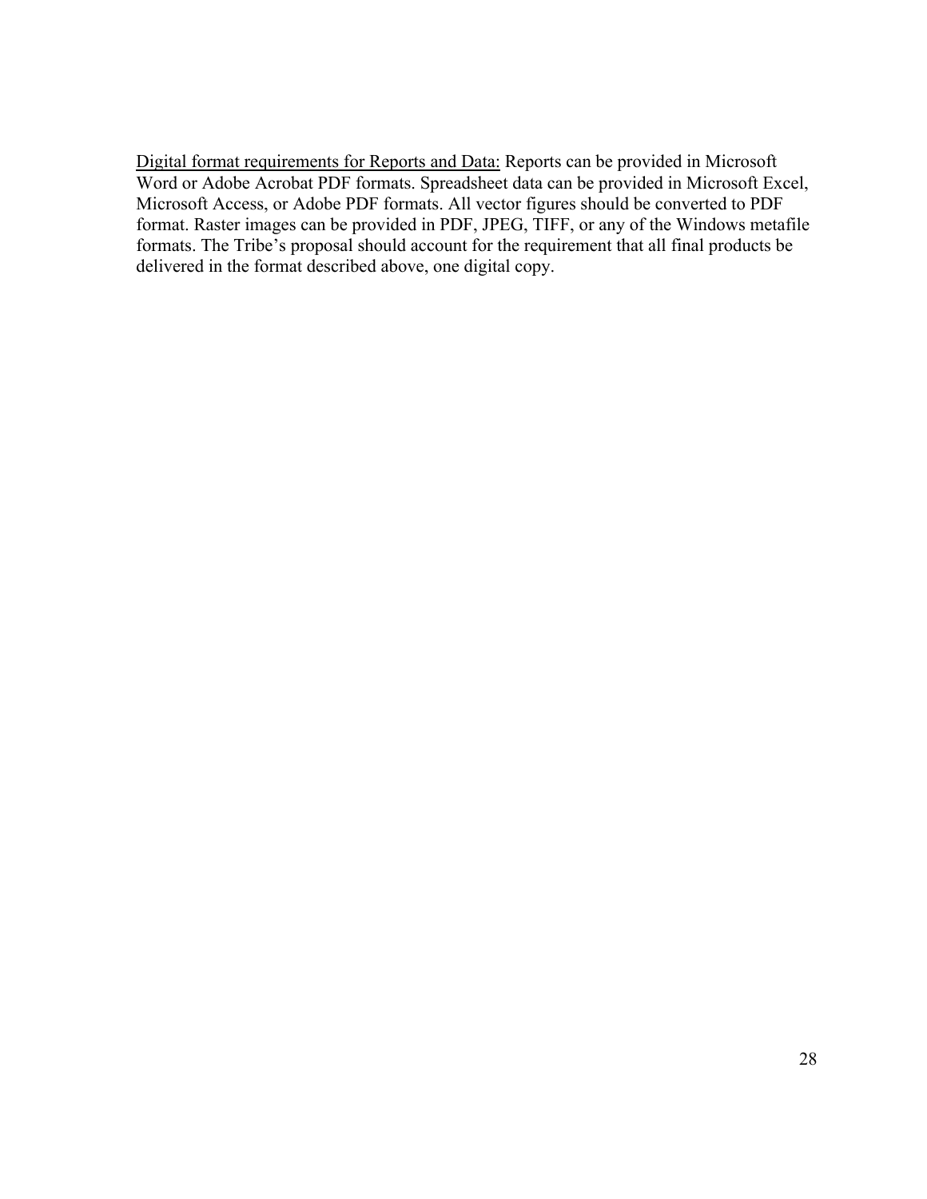<u>Digital format requirements for Reports and Data:</u> Reports can be provided in Microsoft Word or Adobe Acrobat PDF formats. Spreadsheet data can be provided in Microsoft Excel, Microsoft Access, or Adobe PDF formats. All vector figures should be converted to PDF format. Raster images can be provided in PDF, JPEG, TIFF, or any of the Windows metafile formats. The Tribe's proposal should account for the requirement that all final products be delivered in the format described above, one digital copy.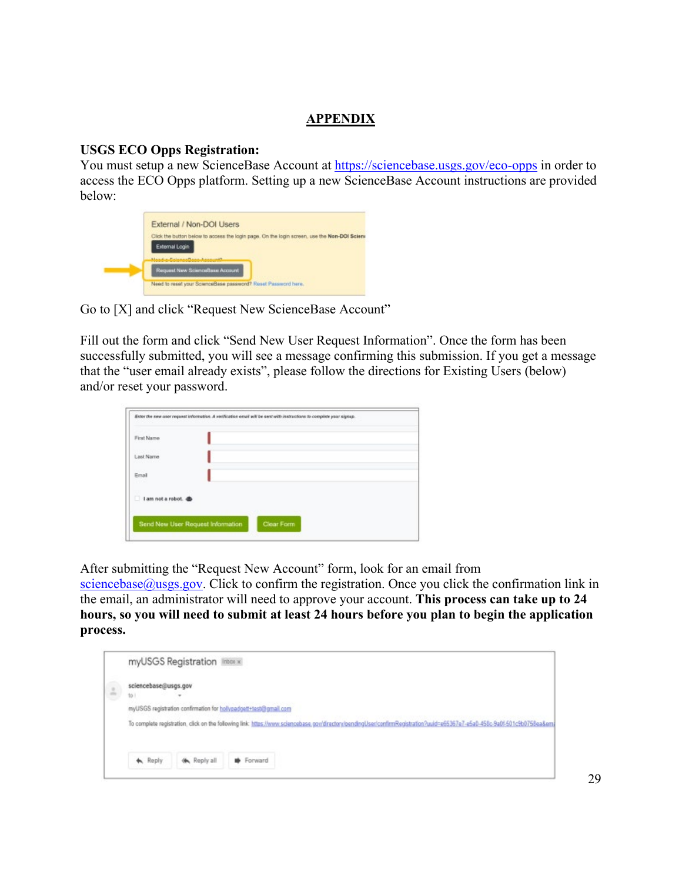# APPENDIX

**USGS ECO Opps Registration:**

You must setup a new ScienceBase Account at https://sciencebase.usgs.gov/eco-opps in order to access the ECO Opps platform. Setting up a new ScienceBase Account instructions are provided below:

Go to [X] and click "Request New ScienceBase Account"

Fill out the form and click "Send New User Request Information". Once the form has been successfully submitted, you will see a message confirming this submission. If you get a message that the "user email already exists", please follow the directions for Existing Users (below) and/or reset your password.

After submitting the "Request New Account" form, look for an email from sciencebase@usgs.gov. Click to confirm the registration. Once you click the confirmation link in the email, an administrator will need to approve your account. **This process can take up to 24 hours, so you will need to submit at least 24 hours before you plan to begin the application process.**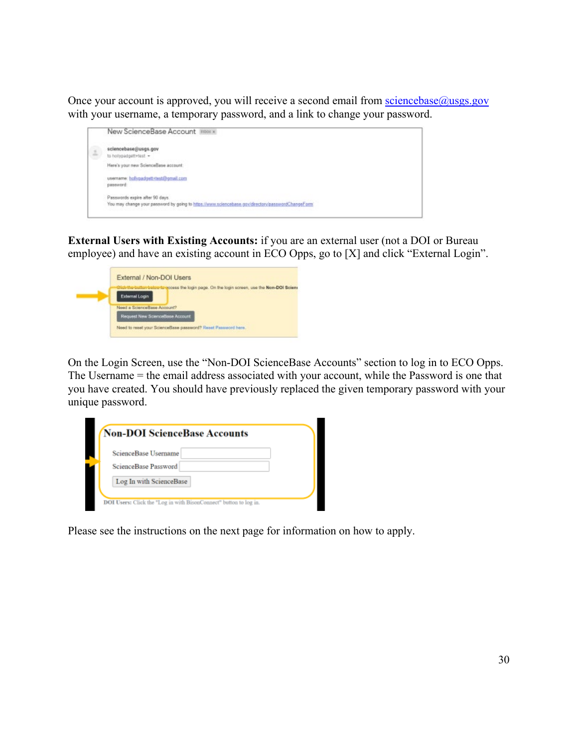Once your account is approved, you will receive a second email from sciencebase@usgs.gov with your username, a temporary password, and a link to change your password.

**External Users with Existing Accounts:** if you are an external user (not a DOI or Bureau employee) and have an existing account in ECO Opps, go to [X] and click "External Login".

On the Login Screen, use the "Non-DOI ScienceBase Accounts" section to log in to ECO Opps. The Username = the email address associated with your account, while the Password is one that you have created. You should have previously replaced the given temporary password with your unique password.

Please see the instructions on the next page for information on how to apply.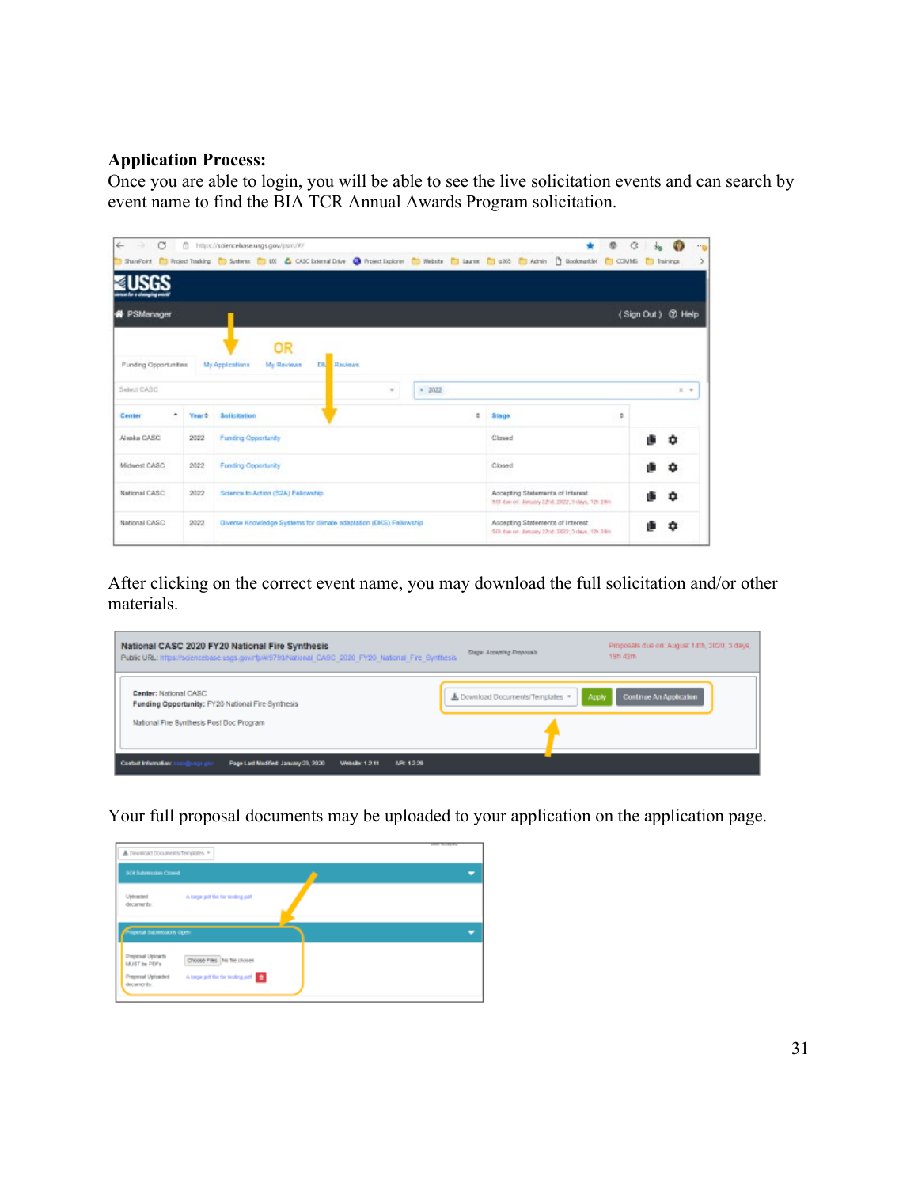**Application Process:**
Once you are able to login, you will be able to see the live solicitation events and can search by event name to find the BIA TCR Annual Awards Program solicitation.

After clicking on the correct event name, you may download the full solicitation and/or other materials.

Your full proposal documents may be uploaded to your application on the application page.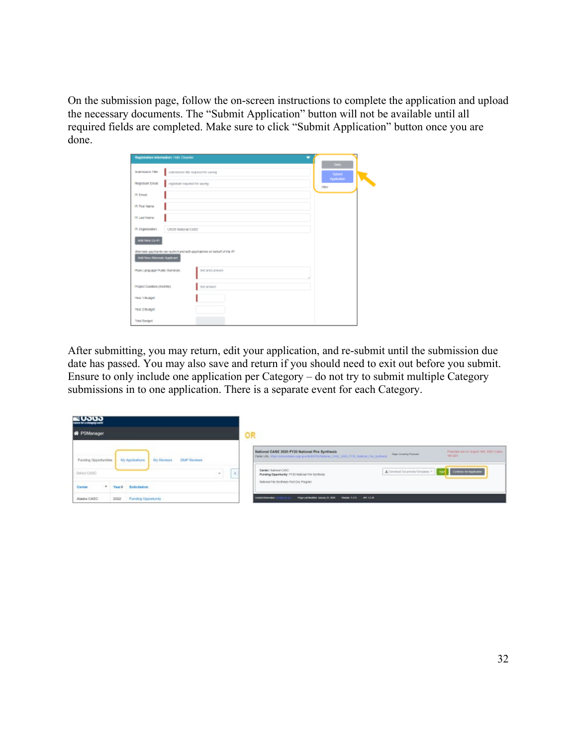On the submission page, follow the on-screen instructions to complete the application and upload the necessary documents. The "Submit Application" button will not be available until all required fields are completed. Make sure to click "Submit Application" button once you are done.

After submitting, you may return, edit your application, and re-submit until the submission due date has passed. You may also save and return if you should need to exit out before you submit. Ensure to only include one application per Category – do not try to submit multiple Category submissions in to one application. There is a separate event for each Category.